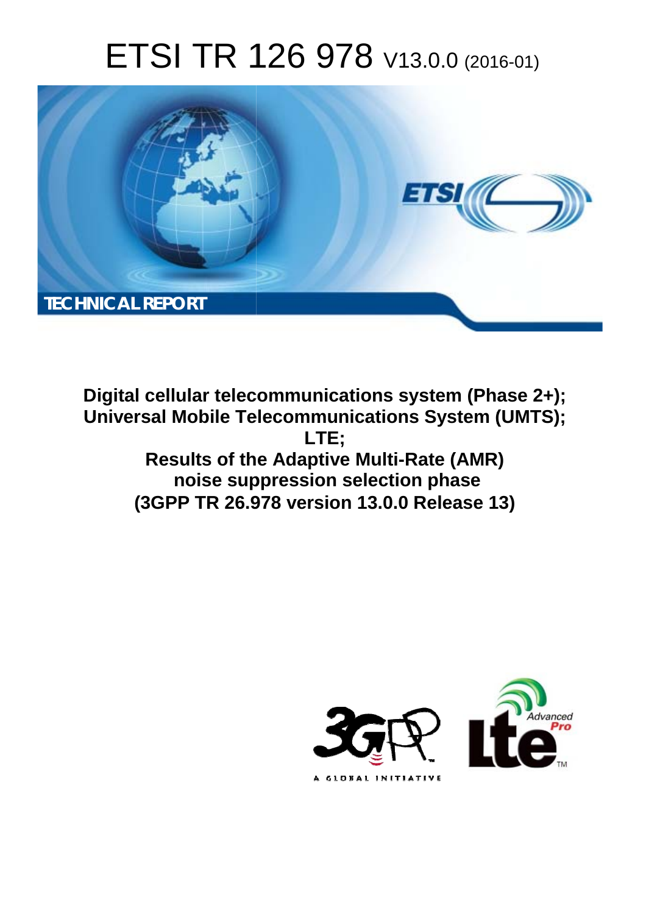# ETSI TR 126 978 V13.0.0 (2016-01)

TECHNICAL REPORT

**Digital cellular telecommunications system (Phase 2+); Universal Mobile Telecommunications System (UMTS); LTE; Results of the Adaptive Multi-Rate (AMR) noise suppression selection phase (3GPP TR 26.978 version 13.0.0 Release 13)**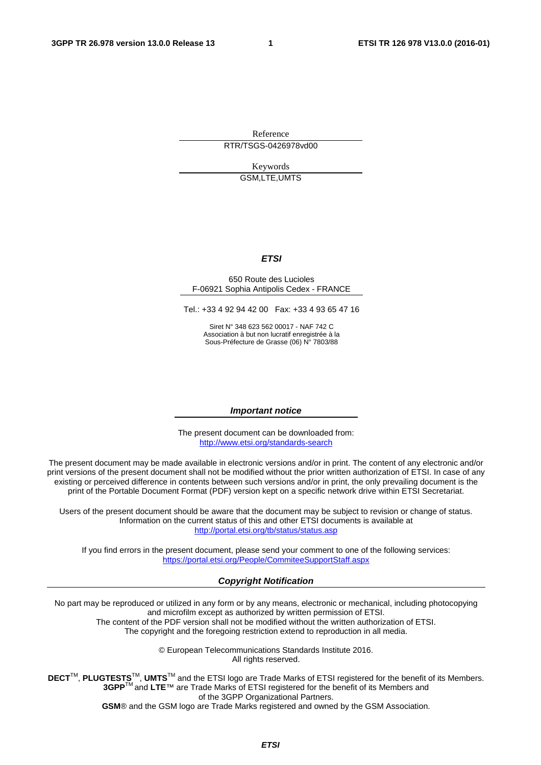Reference

RTR/TSGS-0426978vd00

Keywords

GSM,LTE,UMTS

***ETSI***

650 Route des Lucioles
F-06921 Sophia Antipolis Cedex - FRANCE

Tel.: +33 4 92 94 42 00 Fax: +33 4 93 65 47 16

Siret N° 348 623 562 00017 - NAF 742 C
Association à but non lucratif enregistrée à la
Sous-Préfecture de Grasse (06) N° 7803/88

***Important notice***

The present document can be downloaded from:
http://www.etsi.org/standards-search

The present document may be made available in electronic versions and/or in print. The content of any electronic and/or print versions of the present document shall not be modified without the prior written authorization of ETSI. In case of any existing or perceived difference in contents between such versions and/or in print, the only prevailing document is the print of the Portable Document Format (PDF) version kept on a specific network drive within ETSI Secretariat.

Users of the present document should be aware that the document may be subject to revision or change of status. Information on the current status of this and other ETSI documents is available at
http://portal.etsi.org/tb/status/status.asp

If you find errors in the present document, please send your comment to one of the following services:
https://portal.etsi.org/People/CommiteeSupportStaff.aspx

***Copyright Notification***

No part may be reproduced or utilized in any form or by any means, electronic or mechanical, including photocopying and microfilm except as authorized by written permission of ETSI.
The content of the PDF version shall not be modified without the written authorization of ETSI.
The copyright and the foregoing restriction extend to reproduction in all media.

© European Telecommunications Standards Institute 2016.
All rights reserved.

**DECT**™, **PLUGTESTS**™, **UMTS**™ and the ETSI logo are Trade Marks of ETSI registered for the benefit of its Members.
**3GPP**™ and **LTE**™ are Trade Marks of ETSI registered for the benefit of its Members and of the 3GPP Organizational Partners.
**GSM**® and the GSM logo are Trade Marks registered and owned by the GSM Association.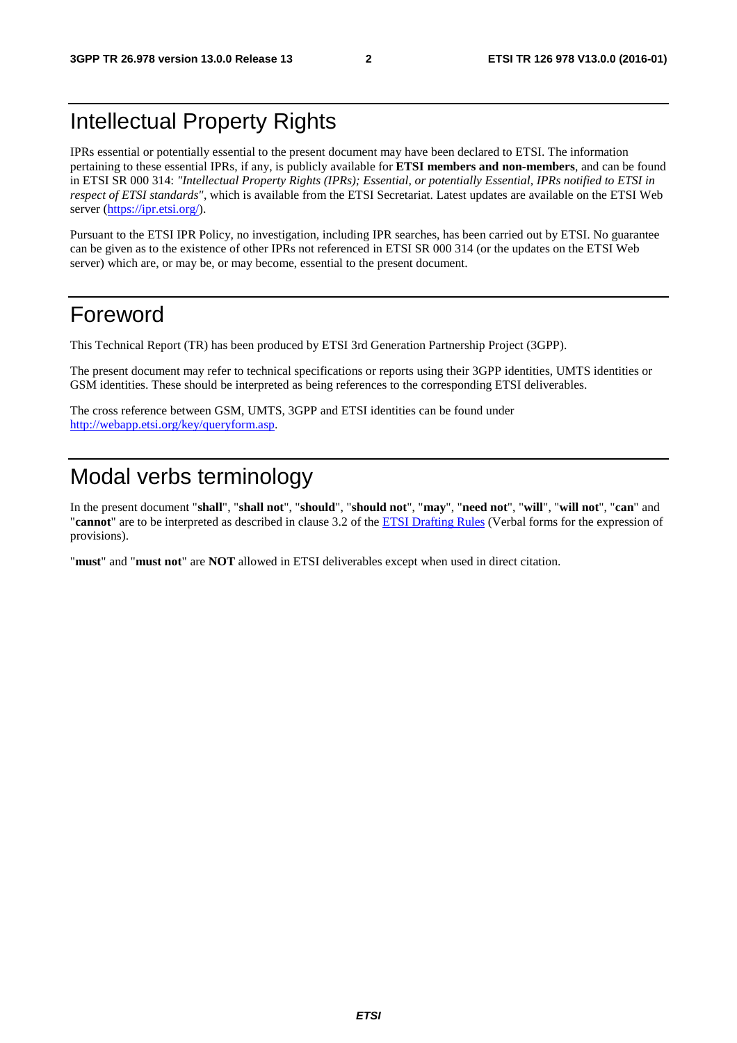# Intellectual Property Rights

IPRs essential or potentially essential to the present document may have been declared to ETSI. The information pertaining to these essential IPRs, if any, is publicly available for **ETSI members and non-members**, and can be found in ETSI SR 000 314: *"Intellectual Property Rights (IPRs); Essential, or potentially Essential, IPRs notified to ETSI in respect of ETSI standards"*, which is available from the ETSI Secretariat. Latest updates are available on the ETSI Web server (https://ipr.etsi.org/).

Pursuant to the ETSI IPR Policy, no investigation, including IPR searches, has been carried out by ETSI. No guarantee can be given as to the existence of other IPRs not referenced in ETSI SR 000 314 (or the updates on the ETSI Web server) which are, or may be, or may become, essential to the present document.

# Foreword

This Technical Report (TR) has been produced by ETSI 3rd Generation Partnership Project (3GPP).

The present document may refer to technical specifications or reports using their 3GPP identities, UMTS identities or GSM identities. These should be interpreted as being references to the corresponding ETSI deliverables.

The cross reference between GSM, UMTS, 3GPP and ETSI identities can be found under http://webapp.etsi.org/key/queryform.asp.

# Modal verbs terminology

In the present document "**shall**", "**shall not**", "**should**", "**should not**", "**may**", "**need not**", "**will**", "**will not**", "**can**" and "**cannot**" are to be interpreted as described in clause 3.2 of the ETSI Drafting Rules (Verbal forms for the expression of provisions).

"**must**" and "**must not**" are **NOT** allowed in ETSI deliverables except when used in direct citation.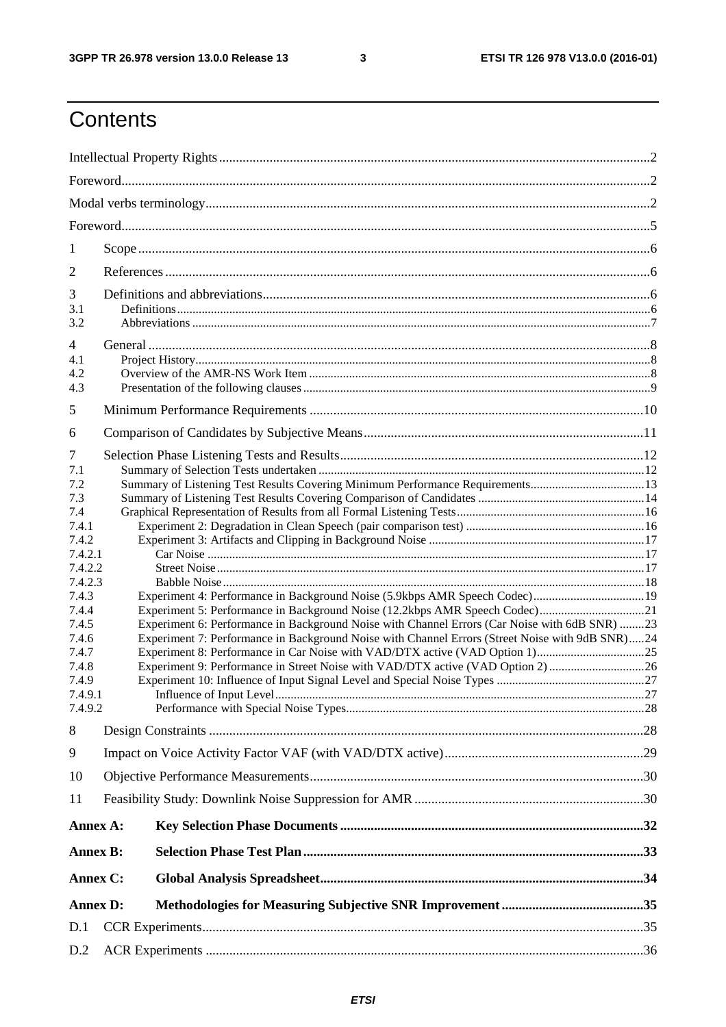# Contents

Intellectual Property Rights ..... 2
Foreword ..... 2
Modal verbs terminology ..... 2
Foreword ..... 5
1 Scope ..... 6
2 References ..... 6
3 Definitions and abbreviations ..... 6
3.1 Definitions ..... 6
3.2 Abbreviations ..... 7
4 General ..... 8
4.1 Project History ..... 8
4.2 Overview of the AMR-NS Work Item ..... 8
4.3 Presentation of the following clauses ..... 9
5 Minimum Performance Requirements ..... 10
6 Comparison of Candidates by Subjective Means ..... 11
7 Selection Phase Listening Tests and Results ..... 12
7.1 Summary of Selection Tests undertaken ..... 12
7.2 Summary of Listening Test Results Covering Minimum Performance Requirements ..... 13
7.3 Summary of Listening Test Results Covering Comparison of Candidates ..... 14
7.4 Graphical Representation of Results from all Formal Listening Tests ..... 16
7.4.1 Experiment 2: Degradation in Clean Speech (pair comparison test) ..... 16
7.4.2 Experiment 3: Artifacts and Clipping in Background Noise ..... 17
7.4.2.1 Car Noise ..... 17
7.4.2.2 Street Noise ..... 17
7.4.2.3 Babble Noise ..... 18
7.4.3 Experiment 4: Performance in Background Noise (5.9kbps AMR Speech Codec) ..... 19
7.4.4 Experiment 5: Performance in Background Noise (12.2kbps AMR Speech Codec) ..... 21
7.4.5 Experiment 6: Performance in Background Noise with Channel Errors (Car Noise with 6dB SNR) ..... 23
7.4.6 Experiment 7: Performance in Background Noise with Channel Errors (Street Noise with 9dB SNR) ..... 24
7.4.7 Experiment 8: Performance in Car Noise with VAD/DTX active (VAD Option 1) ..... 25
7.4.8 Experiment 9: Performance in Street Noise with VAD/DTX active (VAD Option 2) ..... 26
7.4.9 Experiment 10: Influence of Input Signal Level and Special Noise Types ..... 27
7.4.9.1 Influence of Input Level ..... 27
7.4.9.2 Performance with Special Noise Types ..... 28
8 Design Constraints ..... 28
9 Impact on Voice Activity Factor VAF (with VAD/DTX active) ..... 29
10 Objective Performance Measurements ..... 30
11 Feasibility Study: Downlink Noise Suppression for AMR ..... 30
**Annex A: Key Selection Phase Documents ..... 32**
**Annex B: Selection Phase Test Plan ..... 33**
**Annex C: Global Analysis Spreadsheet ..... 34**
**Annex D: Methodologies for Measuring Subjective SNR Improvement ..... 35**
D.1 CCR Experiments ..... 35
D.2 ACR Experiments ..... 36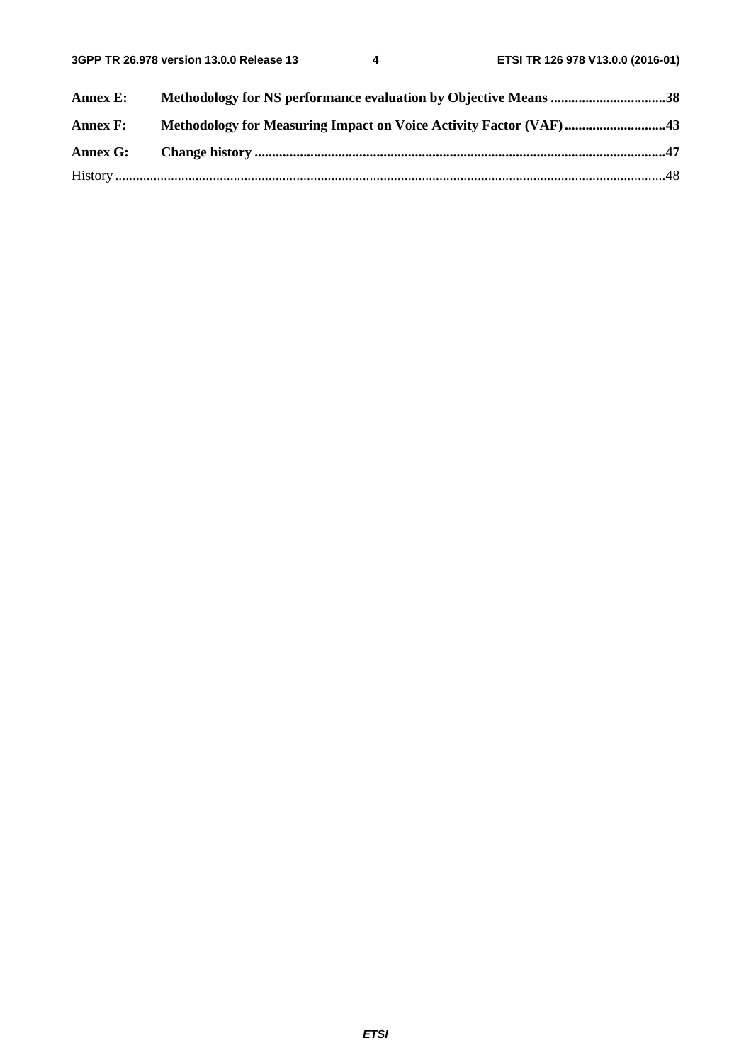**Annex E: Methodology for NS performance evaluation by Objective Means .................................38**

**Annex F: Methodology for Measuring Impact on Voice Activity Factor (VAF).............................43**

**Annex G: Change history .....................................................................................................................47**

History ..............................................................................................................................................................48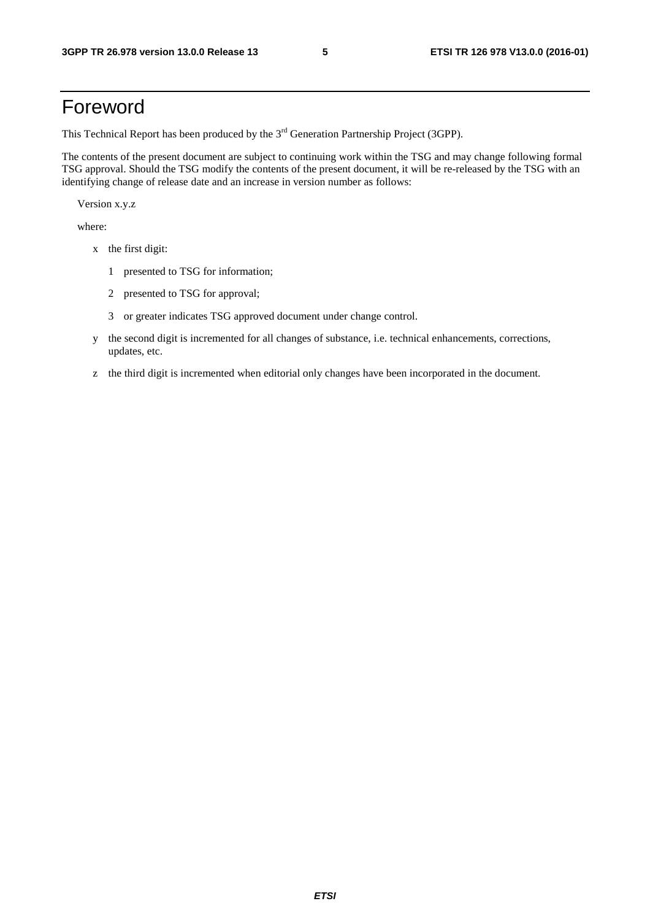# Foreword

This Technical Report has been produced by the 3rd Generation Partnership Project (3GPP).

The contents of the present document are subject to continuing work within the TSG and may change following formal TSG approval. Should the TSG modify the contents of the present document, it will be re-released by the TSG with an identifying change of release date and an increase in version number as follows:

Version x.y.z

where:

- x the first digit:
  - 1 presented to TSG for information;
  - 2 presented to TSG for approval;
  - 3 or greater indicates TSG approved document under change control.
- y the second digit is incremented for all changes of substance, i.e. technical enhancements, corrections, updates, etc.
- z the third digit is incremented when editorial only changes have been incorporated in the document.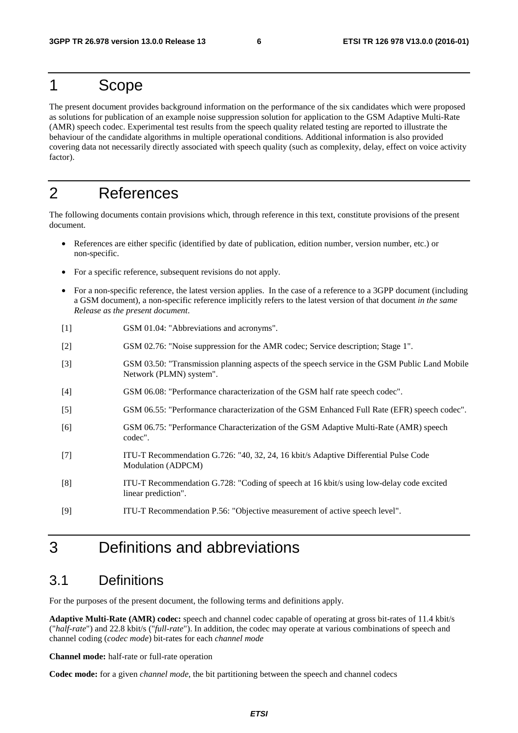# 1 Scope

The present document provides background information on the performance of the six candidates which were proposed as solutions for publication of an example noise suppression solution for application to the GSM Adaptive Multi-Rate (AMR) speech codec. Experimental test results from the speech quality related testing are reported to illustrate the behaviour of the candidate algorithms in multiple operational conditions. Additional information is also provided covering data not necessarily directly associated with speech quality (such as complexity, delay, effect on voice activity factor).

# 2 References

The following documents contain provisions which, through reference in this text, constitute provisions of the present document.

- References are either specific (identified by date of publication, edition number, version number, etc.) or non-specific.
- For a specific reference, subsequent revisions do not apply.
- For a non-specific reference, the latest version applies. In the case of a reference to a 3GPP document (including a GSM document), a non-specific reference implicitly refers to the latest version of that document *in the same Release as the present document*.

[1] GSM 01.04: "Abbreviations and acronyms".

[2] GSM 02.76: "Noise suppression for the AMR codec; Service description; Stage 1".

[3] GSM 03.50: "Transmission planning aspects of the speech service in the GSM Public Land Mobile Network (PLMN) system".

[4] GSM 06.08: "Performance characterization of the GSM half rate speech codec".

[5] GSM 06.55: "Performance characterization of the GSM Enhanced Full Rate (EFR) speech codec".

[6] GSM 06.75: "Performance Characterization of the GSM Adaptive Multi-Rate (AMR) speech codec".

[7] ITU-T Recommendation G.726: "40, 32, 24, 16 kbit/s Adaptive Differential Pulse Code Modulation (ADPCM)

[8] ITU-T Recommendation G.728: "Coding of speech at 16 kbit/s using low-delay code excited linear prediction".

[9] ITU-T Recommendation P.56: "Objective measurement of active speech level".

# 3 Definitions and abbreviations

## 3.1 Definitions

For the purposes of the present document, the following terms and definitions apply.

**Adaptive Multi-Rate (AMR) codec:** speech and channel codec capable of operating at gross bit-rates of 11.4 kbit/s ("*half-rate*") and 22.8 kbit/s ("*full-rate*"). In addition, the codec may operate at various combinations of speech and channel coding (*codec mode*) bit-rates for each *channel mode*

**Channel mode:** half-rate or full-rate operation

**Codec mode:** for a given *channel mode*, the bit partitioning between the speech and channel codecs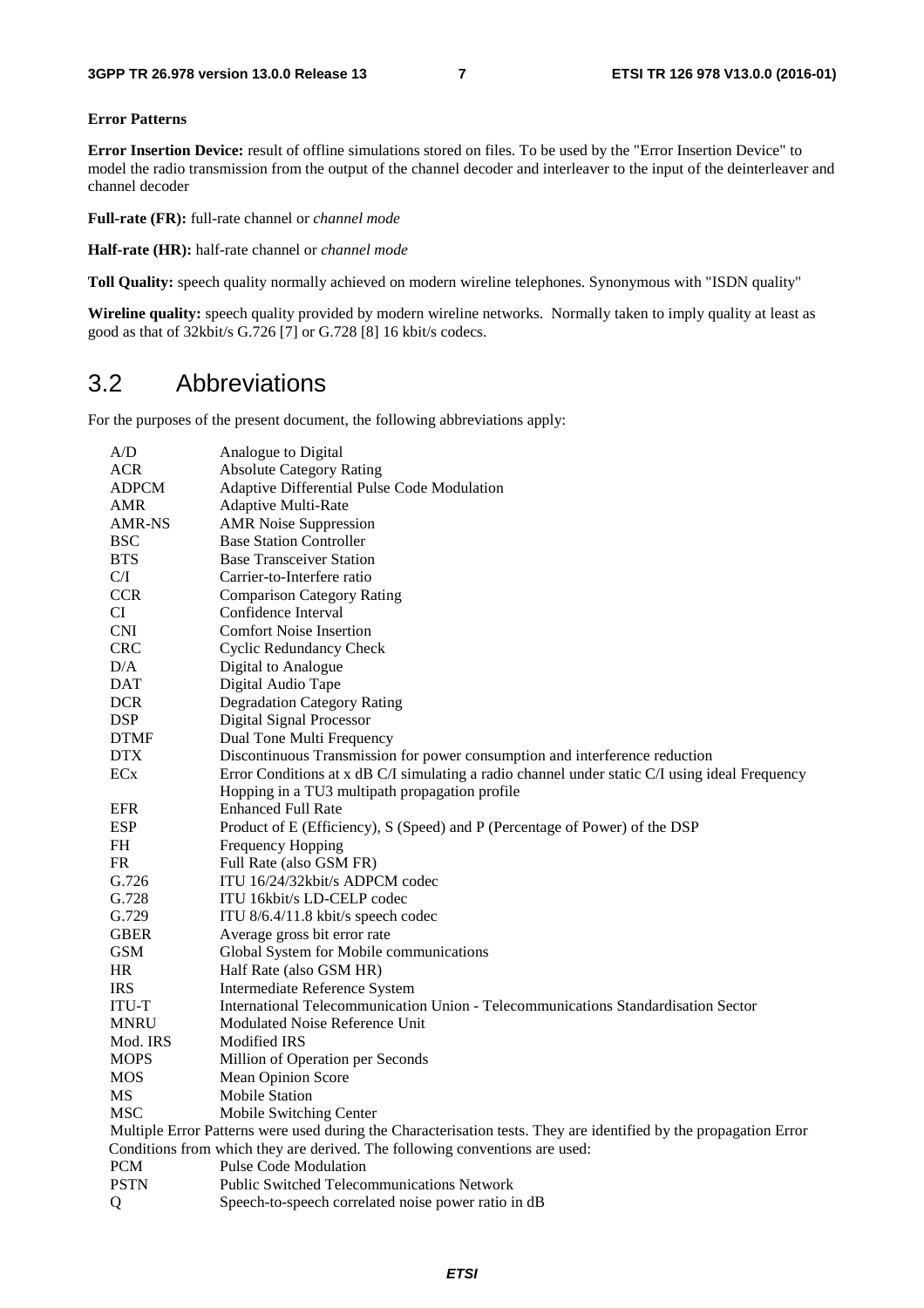**Error Patterns**

**Error Insertion Device:** result of offline simulations stored on files. To be used by the "Error Insertion Device" to model the radio transmission from the output of the channel decoder and interleaver to the input of the deinterleaver and channel decoder

**Full-rate (FR):** full-rate channel or *channel mode*

**Half-rate (HR):** half-rate channel or *channel mode*

**Toll Quality:** speech quality normally achieved on modern wireline telephones. Synonymous with "ISDN quality"

**Wireline quality:** speech quality provided by modern wireline networks. Normally taken to imply quality at least as good as that of 32kbit/s G.726 [7] or G.728 [8] 16 kbit/s codecs.

## 3.2 Abbreviations

For the purposes of the present document, the following abbreviations apply:

| | |
|---|---|
| A/D | Analogue to Digital |
| ACR | Absolute Category Rating |
| ADPCM | Adaptive Differential Pulse Code Modulation |
| AMR | Adaptive Multi-Rate |
| AMR-NS | AMR Noise Suppression |
| BSC | Base Station Controller |
| BTS | Base Transceiver Station |
| C/I | Carrier-to-Interfere ratio |
| CCR | Comparison Category Rating |
| CI | Confidence Interval |
| CNI | Comfort Noise Insertion |
| CRC | Cyclic Redundancy Check |
| D/A | Digital to Analogue |
| DAT | Digital Audio Tape |
| DCR | Degradation Category Rating |
| DSP | Digital Signal Processor |
| DTMF | Dual Tone Multi Frequency |
| DTX | Discontinuous Transmission for power consumption and interference reduction |
| ECx | Error Conditions at x dB C/I simulating a radio channel under static C/I using ideal Frequency Hopping in a TU3 multipath propagation profile |
| EFR | Enhanced Full Rate |
| ESP | Product of E (Efficiency), S (Speed) and P (Percentage of Power) of the DSP |
| FH | Frequency Hopping |
| FR | Full Rate (also GSM FR) |
| G.726 | ITU 16/24/32kbit/s ADPCM codec |
| G.728 | ITU 16kbit/s LD-CELP codec |
| G.729 | ITU 8/6.4/11.8 kbit/s speech codec |
| GBER | Average gross bit error rate |
| GSM | Global System for Mobile communications |
| HR | Half Rate (also GSM HR) |
| IRS | Intermediate Reference System |
| ITU-T | International Telecommunication Union - Telecommunications Standardisation Sector |
| MNRU | Modulated Noise Reference Unit |
| Mod. IRS | Modified IRS |
| MOPS | Million of Operation per Seconds |
| MOS | Mean Opinion Score |
| MS | Mobile Station |
| MSC | Mobile Switching Center |

Multiple Error Patterns were used during the Characterisation tests. They are identified by the propagation Error Conditions from which they are derived. The following conventions are used:

| | |
|---|---|
| PCM | Pulse Code Modulation |
| PSTN | Public Switched Telecommunications Network |
| Q | Speech-to-speech correlated noise power ratio in dB |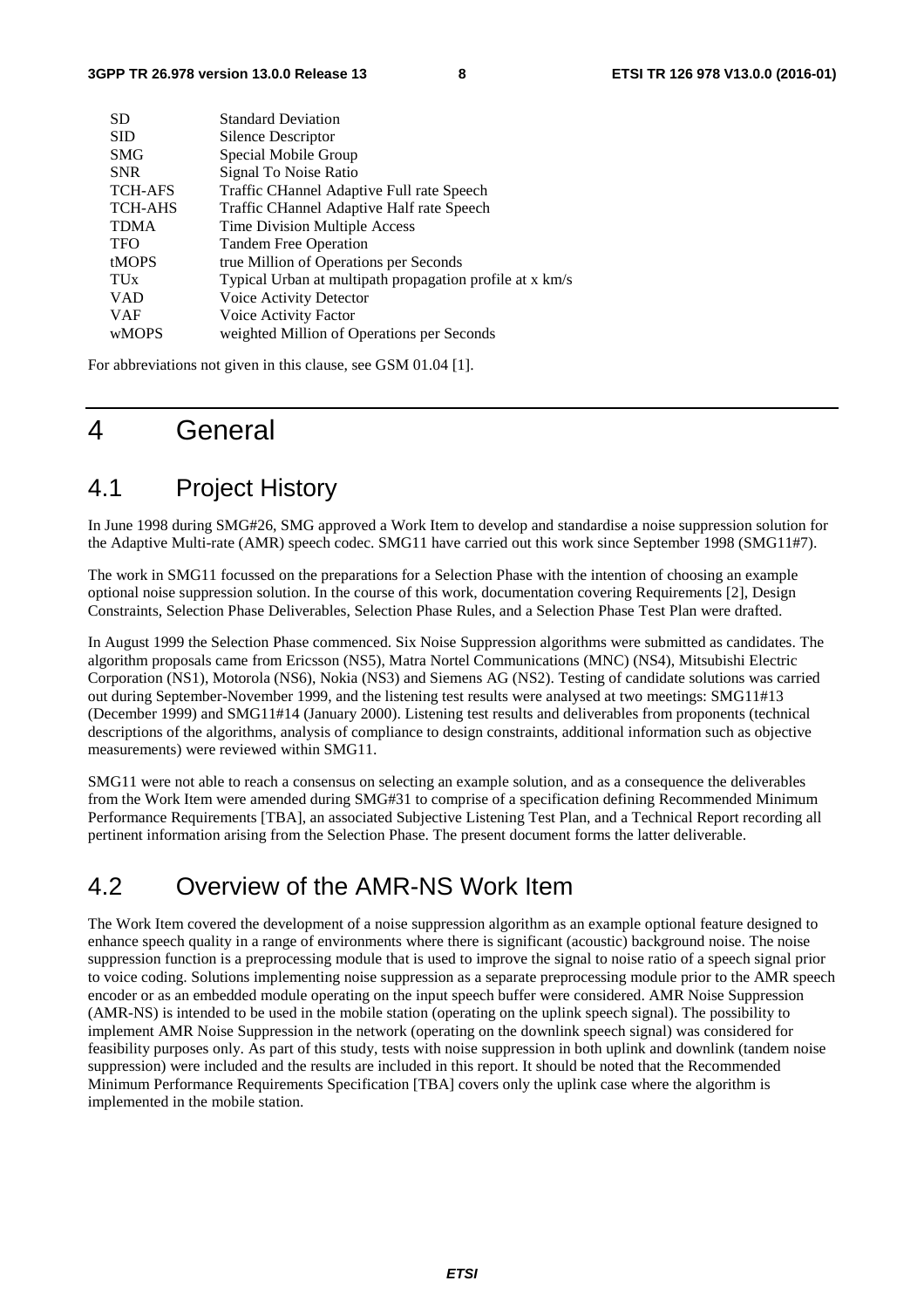| | |
|---|---|
| SD | Standard Deviation |
| SID | Silence Descriptor |
| SMG | Special Mobile Group |
| SNR | Signal To Noise Ratio |
| TCH-AFS | Traffic CHannel Adaptive Full rate Speech |
| TCH-AHS | Traffic CHannel Adaptive Half rate Speech |
| TDMA | Time Division Multiple Access |
| TFO | Tandem Free Operation |
| tMOPS | true Million of Operations per Seconds |
| TUx | Typical Urban at multipath propagation profile at x km/s |
| VAD | Voice Activity Detector |
| VAF | Voice Activity Factor |
| wMOPS | weighted Million of Operations per Seconds |

For abbreviations not given in this clause, see GSM 01.04 [1].

# 4 General

## 4.1 Project History

In June 1998 during SMG#26, SMG approved a Work Item to develop and standardise a noise suppression solution for the Adaptive Multi-rate (AMR) speech codec. SMG11 have carried out this work since September 1998 (SMG11#7).

The work in SMG11 focussed on the preparations for a Selection Phase with the intention of choosing an example optional noise suppression solution. In the course of this work, documentation covering Requirements [2], Design Constraints, Selection Phase Deliverables, Selection Phase Rules, and a Selection Phase Test Plan were drafted.

In August 1999 the Selection Phase commenced. Six Noise Suppression algorithms were submitted as candidates. The algorithm proposals came from Ericsson (NS5), Matra Nortel Communications (MNC) (NS4), Mitsubishi Electric Corporation (NS1), Motorola (NS6), Nokia (NS3) and Siemens AG (NS2). Testing of candidate solutions was carried out during September-November 1999, and the listening test results were analysed at two meetings: SMG11#13 (December 1999) and SMG11#14 (January 2000). Listening test results and deliverables from proponents (technical descriptions of the algorithms, analysis of compliance to design constraints, additional information such as objective measurements) were reviewed within SMG11.

SMG11 were not able to reach a consensus on selecting an example solution, and as a consequence the deliverables from the Work Item were amended during SMG#31 to comprise of a specification defining Recommended Minimum Performance Requirements [TBA], an associated Subjective Listening Test Plan, and a Technical Report recording all pertinent information arising from the Selection Phase. The present document forms the latter deliverable.

## 4.2 Overview of the AMR-NS Work Item

The Work Item covered the development of a noise suppression algorithm as an example optional feature designed to enhance speech quality in a range of environments where there is significant (acoustic) background noise. The noise suppression function is a preprocessing module that is used to improve the signal to noise ratio of a speech signal prior to voice coding. Solutions implementing noise suppression as a separate preprocessing module prior to the AMR speech encoder or as an embedded module operating on the input speech buffer were considered. AMR Noise Suppression (AMR-NS) is intended to be used in the mobile station (operating on the uplink speech signal). The possibility to implement AMR Noise Suppression in the network (operating on the downlink speech signal) was considered for feasibility purposes only. As part of this study, tests with noise suppression in both uplink and downlink (tandem noise suppression) were included and the results are included in this report. It should be noted that the Recommended Minimum Performance Requirements Specification [TBA] covers only the uplink case where the algorithm is implemented in the mobile station.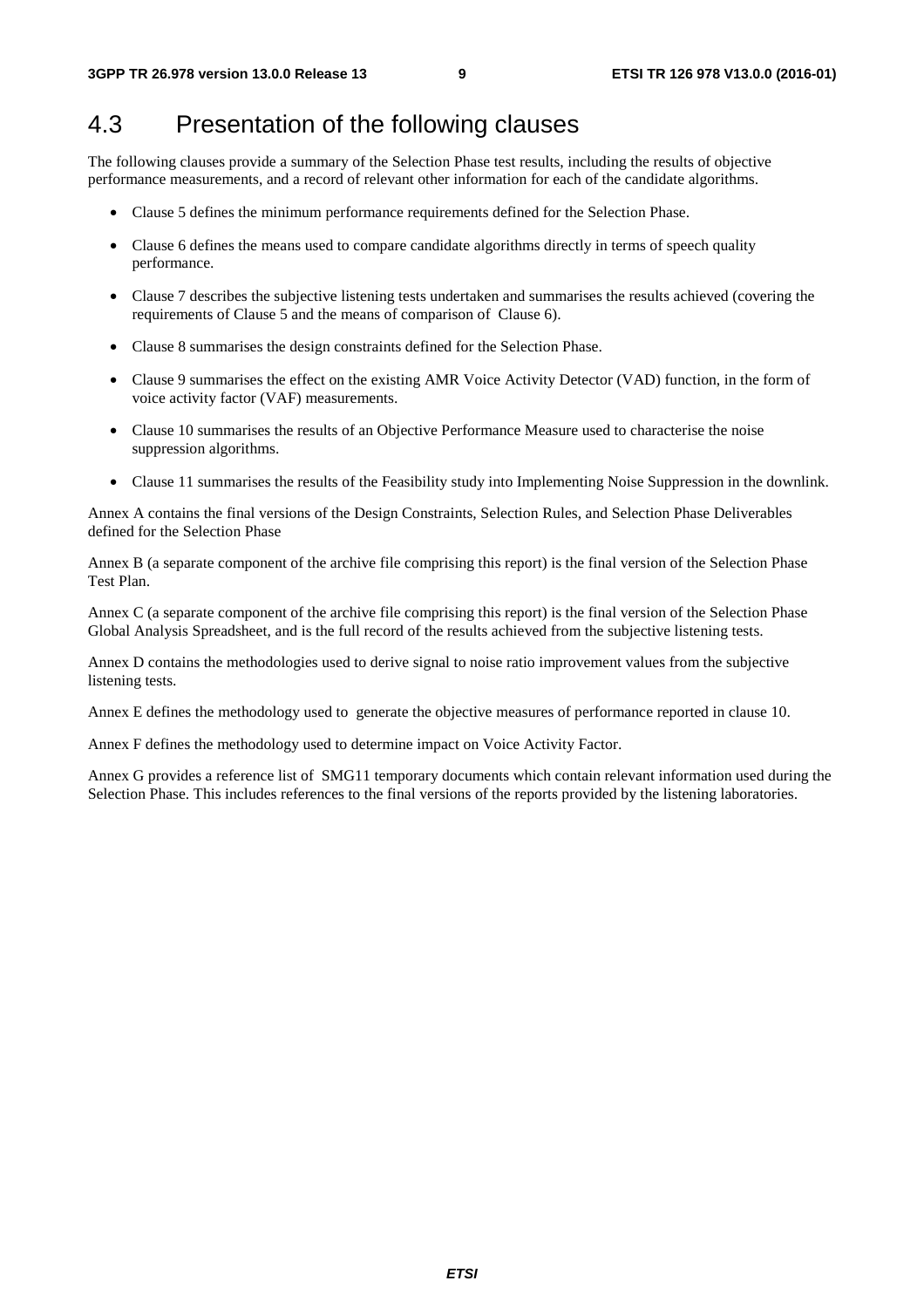## 4.3 Presentation of the following clauses

The following clauses provide a summary of the Selection Phase test results, including the results of objective performance measurements, and a record of relevant other information for each of the candidate algorithms.

- Clause 5 defines the minimum performance requirements defined for the Selection Phase.
- Clause 6 defines the means used to compare candidate algorithms directly in terms of speech quality performance.
- Clause 7 describes the subjective listening tests undertaken and summarises the results achieved (covering the requirements of Clause 5 and the means of comparison of Clause 6).
- Clause 8 summarises the design constraints defined for the Selection Phase.
- Clause 9 summarises the effect on the existing AMR Voice Activity Detector (VAD) function, in the form of voice activity factor (VAF) measurements.
- Clause 10 summarises the results of an Objective Performance Measure used to characterise the noise suppression algorithms.
- Clause 11 summarises the results of the Feasibility study into Implementing Noise Suppression in the downlink.

Annex A contains the final versions of the Design Constraints, Selection Rules, and Selection Phase Deliverables defined for the Selection Phase

Annex B (a separate component of the archive file comprising this report) is the final version of the Selection Phase Test Plan.

Annex C (a separate component of the archive file comprising this report) is the final version of the Selection Phase Global Analysis Spreadsheet, and is the full record of the results achieved from the subjective listening tests.

Annex D contains the methodologies used to derive signal to noise ratio improvement values from the subjective listening tests.

Annex E defines the methodology used to generate the objective measures of performance reported in clause 10.

Annex F defines the methodology used to determine impact on Voice Activity Factor.

Annex G provides a reference list of SMG11 temporary documents which contain relevant information used during the Selection Phase. This includes references to the final versions of the reports provided by the listening laboratories.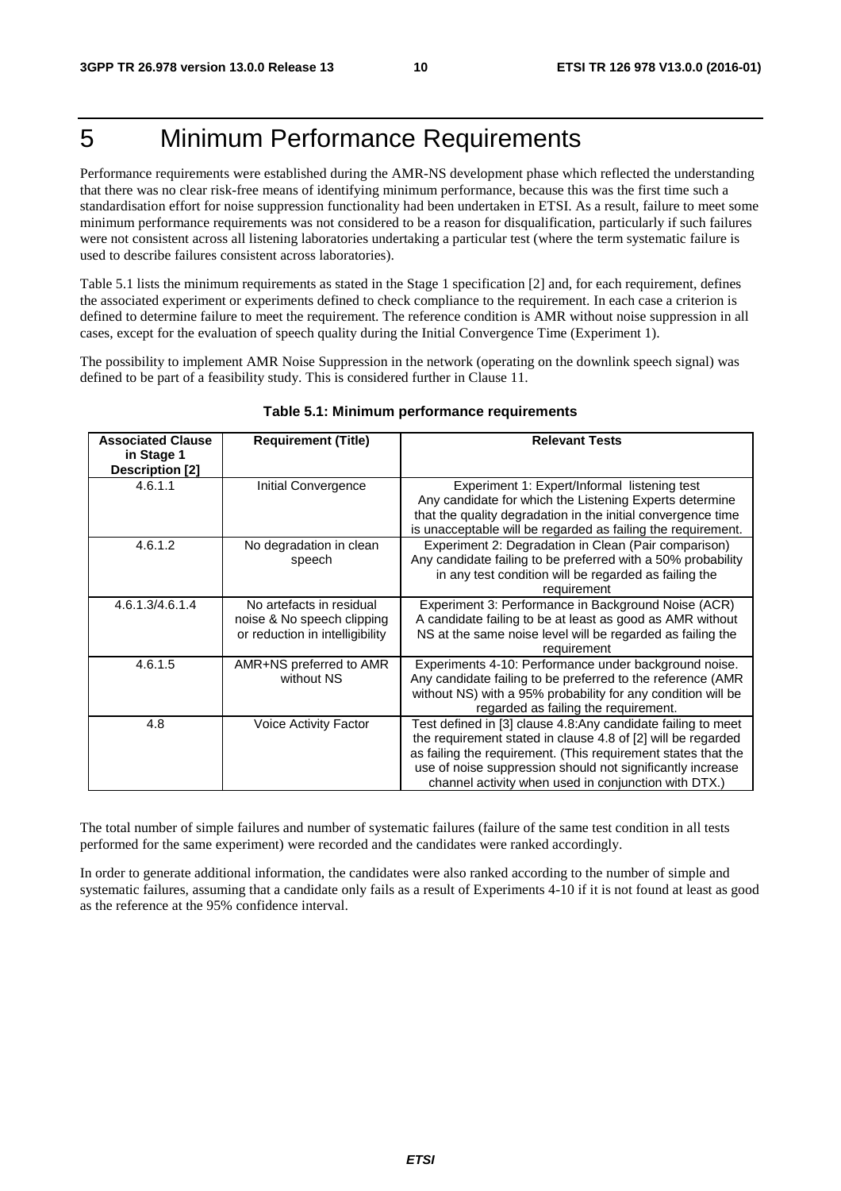# 5 Minimum Performance Requirements

Performance requirements were established during the AMR-NS development phase which reflected the understanding that there was no clear risk-free means of identifying minimum performance, because this was the first time such a standardisation effort for noise suppression functionality had been undertaken in ETSI. As a result, failure to meet some minimum performance requirements was not considered to be a reason for disqualification, particularly if such failures were not consistent across all listening laboratories undertaking a particular test (where the term systematic failure is used to describe failures consistent across laboratories).

Table 5.1 lists the minimum requirements as stated in the Stage 1 specification [2] and, for each requirement, defines the associated experiment or experiments defined to check compliance to the requirement. In each case a criterion is defined to determine failure to meet the requirement. The reference condition is AMR without noise suppression in all cases, except for the evaluation of speech quality during the Initial Convergence Time (Experiment 1).

The possibility to implement AMR Noise Suppression in the network (operating on the downlink speech signal) was defined to be part of a feasibility study. This is considered further in Clause 11.

**Table 5.1: Minimum performance requirements**

| Associated Clause in Stage 1 Description [2] | Requirement (Title) | Relevant Tests |
|---|---|---|
| 4.6.1.1 | Initial Convergence | Experiment 1: Expert/Informal listening test<br>Any candidate for which the Listening Experts determine that the quality degradation in the initial convergence time is unacceptable will be regarded as failing the requirement. |
| 4.6.1.2 | No degradation in clean speech | Experiment 2: Degradation in Clean (Pair comparison)<br>Any candidate failing to be preferred with a 50% probability in any test condition will be regarded as failing the requirement |
| 4.6.1.3/4.6.1.4 | No artefacts in residual noise & No speech clipping or reduction in intelligibility | Experiment 3: Performance in Background Noise (ACR)<br>A candidate failing to be at least as good as AMR without NS at the same noise level will be regarded as failing the requirement |
| 4.6.1.5 | AMR+NS preferred to AMR without NS | Experiments 4-10: Performance under background noise.<br>Any candidate failing to be preferred to the reference (AMR without NS) with a 95% probability for any condition will be regarded as failing the requirement. |
| 4.8 | Voice Activity Factor | Test defined in [3] clause 4.8:Any candidate failing to meet the requirement stated in clause 4.8 of [2] will be regarded as failing the requirement. (This requirement states that the use of noise suppression should not significantly increase channel activity when used in conjunction with DTX.) |

The total number of simple failures and number of systematic failures (failure of the same test condition in all tests performed for the same experiment) were recorded and the candidates were ranked accordingly.

In order to generate additional information, the candidates were also ranked according to the number of simple and systematic failures, assuming that a candidate only fails as a result of Experiments 4-10 if it is not found at least as good as the reference at the 95% confidence interval.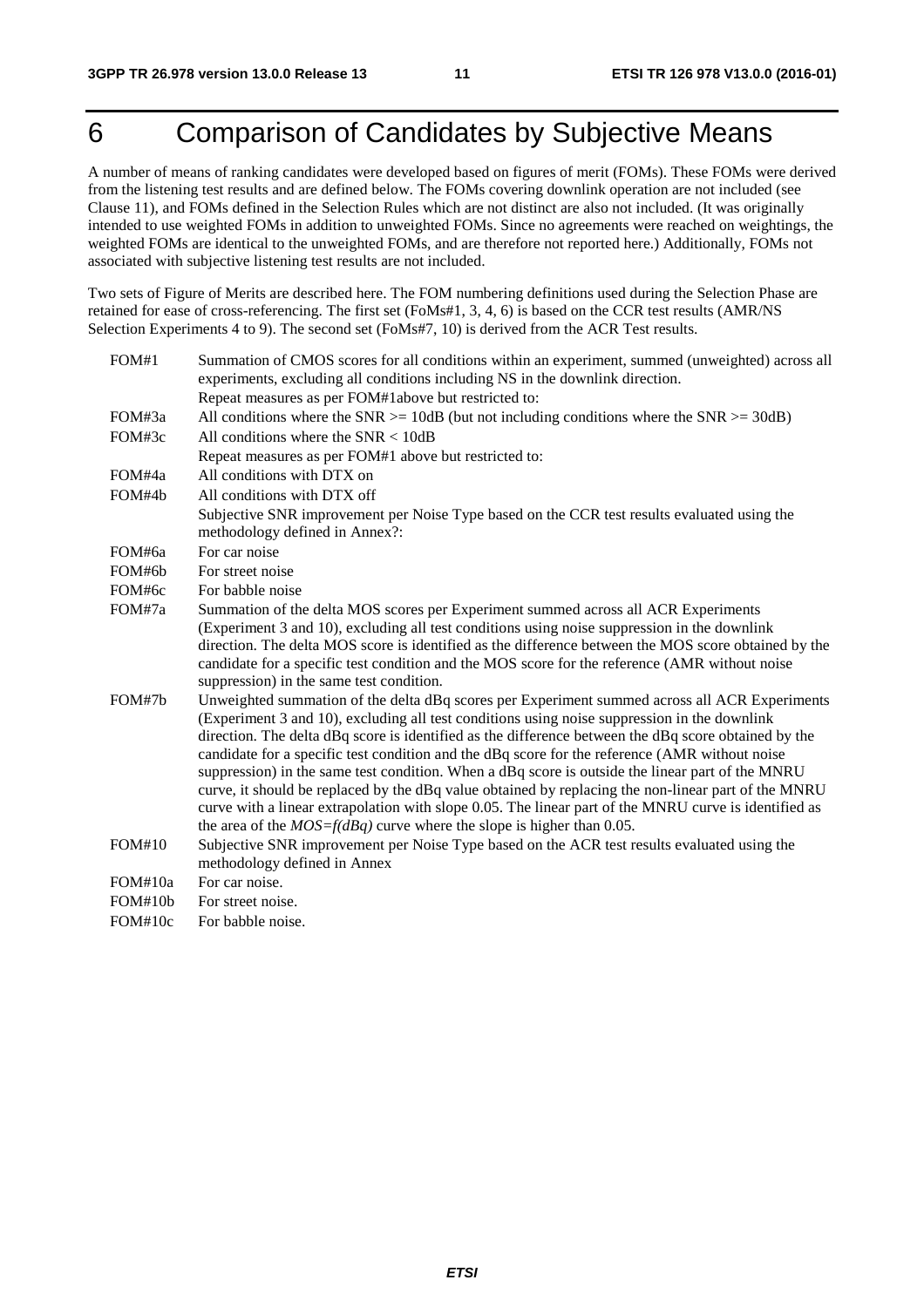# 6 Comparison of Candidates by Subjective Means

A number of means of ranking candidates were developed based on figures of merit (FOMs). These FOMs were derived from the listening test results and are defined below. The FOMs covering downlink operation are not included (see Clause 11), and FOMs defined in the Selection Rules which are not distinct are also not included. (It was originally intended to use weighted FOMs in addition to unweighted FOMs. Since no agreements were reached on weightings, the weighted FOMs are identical to the unweighted FOMs, and are therefore not reported here.) Additionally, FOMs not associated with subjective listening test results are not included.

Two sets of Figure of Merits are described here. The FOM numbering definitions used during the Selection Phase are retained for ease of cross-referencing. The first set (FoMs#1, 3, 4, 6) is based on the CCR test results (AMR/NS Selection Experiments 4 to 9). The second set (FoMs#7, 10) is derived from the ACR Test results.

FOM#1 Summation of CMOS scores for all conditions within an experiment, summed (unweighted) across all experiments, excluding all conditions including NS in the downlink direction.

Repeat measures as per FOM#1above but restricted to:

FOM#3a All conditions where the SNR >= 10dB (but not including conditions where the SNR >= 30dB)

FOM#3c All conditions where the SNR < 10dB

Repeat measures as per FOM#1 above but restricted to:

FOM#4a All conditions with DTX on

FOM#4b All conditions with DTX off

Subjective SNR improvement per Noise Type based on the CCR test results evaluated using the methodology defined in Annex?:

FOM#6a For car noise

FOM#6b For street noise

FOM#6c For babble noise

FOM#7a Summation of the delta MOS scores per Experiment summed across all ACR Experiments (Experiment 3 and 10), excluding all test conditions using noise suppression in the downlink direction. The delta MOS score is identified as the difference between the MOS score obtained by the candidate for a specific test condition and the MOS score for the reference (AMR without noise suppression) in the same test condition.

FOM#7b Unweighted summation of the delta dBq scores per Experiment summed across all ACR Experiments (Experiment 3 and 10), excluding all test conditions using noise suppression in the downlink direction. The delta dBq score is identified as the difference between the dBq score obtained by the candidate for a specific test condition and the dBq score for the reference (AMR without noise suppression) in the same test condition. When a dBq score is outside the linear part of the MNRU curve, it should be replaced by the dBq value obtained by replacing the non-linear part of the MNRU curve with a linear extrapolation with slope 0.05. The linear part of the MNRU curve is identified as the area of the *MOS=f(dBq)* curve where the slope is higher than 0.05.

FOM#10 Subjective SNR improvement per Noise Type based on the ACR test results evaluated using the methodology defined in Annex

FOM#10a For car noise.

FOM#10b For street noise.

FOM#10c For babble noise.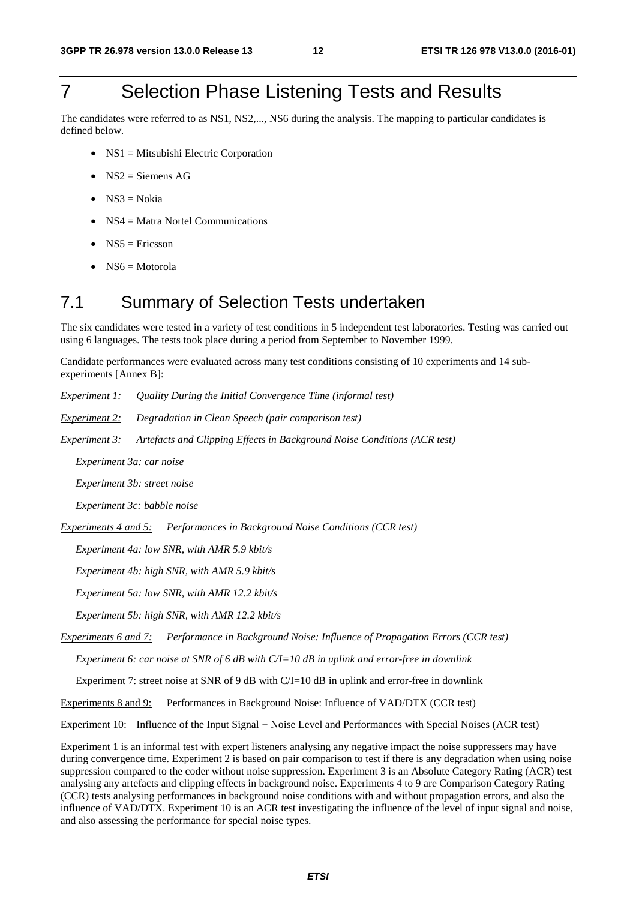# 7 Selection Phase Listening Tests and Results

The candidates were referred to as NS1, NS2,..., NS6 during the analysis. The mapping to particular candidates is defined below.

- NS1 = Mitsubishi Electric Corporation
- NS2 = Siemens AG
- NS3 = Nokia
- NS4 = Matra Nortel Communications
- NS5 = Ericsson
- NS6 = Motorola

## 7.1 Summary of Selection Tests undertaken

The six candidates were tested in a variety of test conditions in 5 independent test laboratories. Testing was carried out using 6 languages. The tests took place during a period from September to November 1999.

Candidate performances were evaluated across many test conditions consisting of 10 experiments and 14 sub-experiments [Annex B]:

*Experiment 1:* *Quality During the Initial Convergence Time (informal test)*

*Experiment 2:* *Degradation in Clean Speech (pair comparison test)*

*Experiment 3:* *Artefacts and Clipping Effects in Background Noise Conditions (ACR test)*

*Experiment 3a: car noise*

*Experiment 3b: street noise*

*Experiment 3c: babble noise*

*Experiments 4 and 5:* *Performances in Background Noise Conditions (CCR test)*

*Experiment 4a: low SNR, with AMR 5.9 kbit/s*

*Experiment 4b: high SNR, with AMR 5.9 kbit/s*

*Experiment 5a: low SNR, with AMR 12.2 kbit/s*

*Experiment 5b: high SNR, with AMR 12.2 kbit/s*

*Experiments 6 and 7:* *Performance in Background Noise: Influence of Propagation Errors (CCR test)*

*Experiment 6: car noise at SNR of 6 dB with C/I=10 dB in uplink and error-free in downlink*

Experiment 7: street noise at SNR of 9 dB with C/I=10 dB in uplink and error-free in downlink

Experiments 8 and 9: Performances in Background Noise: Influence of VAD/DTX (CCR test)

Experiment 10: Influence of the Input Signal + Noise Level and Performances with Special Noises (ACR test)

Experiment 1 is an informal test with expert listeners analysing any negative impact the noise suppressers may have during convergence time. Experiment 2 is based on pair comparison to test if there is any degradation when using noise suppression compared to the coder without noise suppression. Experiment 3 is an Absolute Category Rating (ACR) test analysing any artefacts and clipping effects in background noise. Experiments 4 to 9 are Comparison Category Rating (CCR) tests analysing performances in background noise conditions with and without propagation errors, and also the influence of VAD/DTX. Experiment 10 is an ACR test investigating the influence of the level of input signal and noise, and also assessing the performance for special noise types.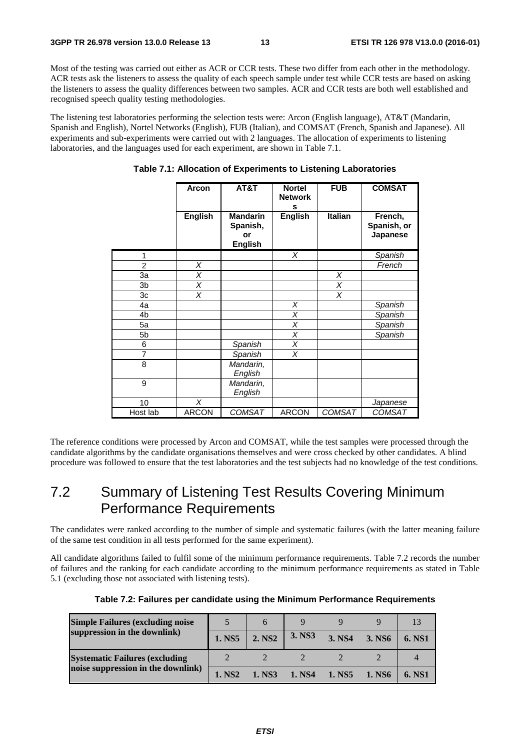Most of the testing was carried out either as ACR or CCR tests. These two differ from each other in the methodology. ACR tests ask the listeners to assess the quality of each speech sample under test while CCR tests are based on asking the listeners to assess the quality differences between two samples. ACR and CCR tests are both well established and recognised speech quality testing methodologies.

The listening test laboratories performing the selection tests were: Arcon (English language), AT&T (Mandarin, Spanish and English), Nortel Networks (English), FUB (Italian), and COMSAT (French, Spanish and Japanese). All experiments and sub-experiments were carried out with 2 languages. The allocation of experiments to listening laboratories, and the languages used for each experiment, are shown in Table 7.1.

**Table 7.1: Allocation of Experiments to Listening Laboratories**

| | **Arcon** | **AT&T** | **Nortel Networks** | **FUB** | **COMSAT** |
|---|---|---|---|---|---|
| | **English** | **Mandarin Spanish, or English** | **English** | **Italian** | **French, Spanish, or Japanese** |
| 1 | | | *X* | | *Spanish* |
| 2 | *X* | | | | *French* |
| 3a | *X* | | | *X* | |
| 3b | *X* | | | *X* | |
| 3c | *X* | | | *X* | |
| 4a | | | *X* | | *Spanish* |
| 4b | | | *X* | | *Spanish* |
| 5a | | | *X* | | *Spanish* |
| 5b | | | *X* | | *Spanish* |
| 6 | | *Spanish* | *X* | | |
| 7 | | *Spanish* | *X* | | |
| 8 | | *Mandarin, English* | | | |
| 9 | | *Mandarin, English* | | | |
| 10 | *X* | | | | *Japanese* |
| Host lab | ARCON | *COMSAT* | ARCON | *COMSAT* | *COMSAT* |

The reference conditions were processed by Arcon and COMSAT, while the test samples were processed through the candidate algorithms by the candidate organisations themselves and were cross checked by other candidates. A blind procedure was followed to ensure that the test laboratories and the test subjects had no knowledge of the test conditions.

## 7.2 Summary of Listening Test Results Covering Minimum Performance Requirements

The candidates were ranked according to the number of simple and systematic failures (with the latter meaning failure of the same test condition in all tests performed for the same experiment).

All candidate algorithms failed to fulfil some of the minimum performance requirements. Table 7.2 records the number of failures and the ranking for each candidate according to the minimum performance requirements as stated in Table 5.1 (excluding those not associated with listening tests).

**Table 7.2: Failures per candidate using the Minimum Performance Requirements**

| | | | | | | |
|---|---|---|---|---|---|---|
| **Simple Failures (excluding noise suppression in the downlink)** | 5 | 6 | 9 | 9 | 9 | 13 |
| | **1. NS5** | **2. NS2** | **3. NS3** | **3. NS4** | **3. NS6** | **6. NS1** |
| **Systematic Failures (excluding noise suppression in the downlink)** | 2 | 2 | 2 | 2 | 2 | 4 |
| | **1. NS2** | **1. NS3** | **1. NS4** | **1. NS5** | **1. NS6** | **6. NS1** |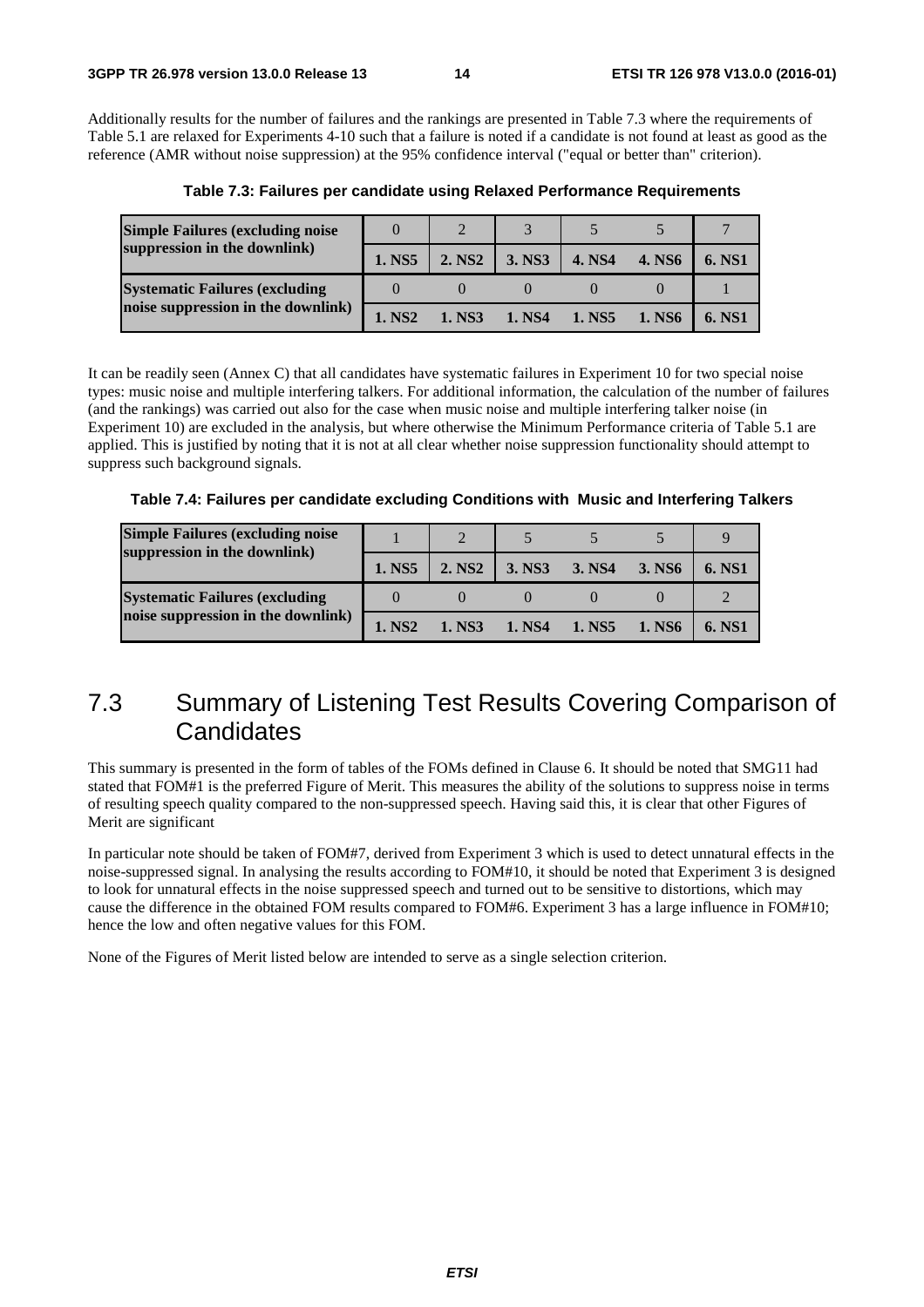Additionally results for the number of failures and the rankings are presented in Table 7.3 where the requirements of Table 5.1 are relaxed for Experiments 4-10 such that a failure is noted if a candidate is not found at least as good as the reference (AMR without noise suppression) at the 95% confidence interval ("equal or better than" criterion).

**Table 7.3: Failures per candidate using Relaxed Performance Requirements**

| | | | | | | |
|---|---|---|---|---|---|---|
| **Simple Failures (excluding noise suppression in the downlink)** | 0 | 2 | 3 | 5 | 5 | 7 |
| | **1. NS5** | **2. NS2** | **3. NS3** | **4. NS4** | **4. NS6** | **6. NS1** |
| **Systematic Failures (excluding noise suppression in the downlink)** | 0 | 0 | 0 | 0 | 0 | 1 |
| | **1. NS2** | **1. NS3** | **1. NS4** | **1. NS5** | **1. NS6** | **6. NS1** |

It can be readily seen (Annex C) that all candidates have systematic failures in Experiment 10 for two special noise types: music noise and multiple interfering talkers. For additional information, the calculation of the number of failures (and the rankings) was carried out also for the case when music noise and multiple interfering talker noise (in Experiment 10) are excluded in the analysis, but where otherwise the Minimum Performance criteria of Table 5.1 are applied. This is justified by noting that it is not at all clear whether noise suppression functionality should attempt to suppress such background signals.

**Table 7.4: Failures per candidate excluding Conditions with Music and Interfering Talkers**

| | | | | | | |
|---|---|---|---|---|---|---|
| **Simple Failures (excluding noise suppression in the downlink)** | 1 | 2 | 5 | 5 | 5 | 9 |
| | **1. NS5** | **2. NS2** | **3. NS3** | **3. NS4** | **3. NS6** | **6. NS1** |
| **Systematic Failures (excluding noise suppression in the downlink)** | 0 | 0 | 0 | 0 | 0 | 2 |
| | **1. NS2** | **1. NS3** | **1. NS4** | **1. NS5** | **1. NS6** | **6. NS1** |

## 7.3 Summary of Listening Test Results Covering Comparison of Candidates

This summary is presented in the form of tables of the FOMs defined in Clause 6. It should be noted that SMG11 had stated that FOM#1 is the preferred Figure of Merit. This measures the ability of the solutions to suppress noise in terms of resulting speech quality compared to the non-suppressed speech. Having said this, it is clear that other Figures of Merit are significant

In particular note should be taken of FOM#7, derived from Experiment 3 which is used to detect unnatural effects in the noise-suppressed signal. In analysing the results according to FOM#10, it should be noted that Experiment 3 is designed to look for unnatural effects in the noise suppressed speech and turned out to be sensitive to distortions, which may cause the difference in the obtained FOM results compared to FOM#6. Experiment 3 has a large influence in FOM#10; hence the low and often negative values for this FOM.

None of the Figures of Merit listed below are intended to serve as a single selection criterion.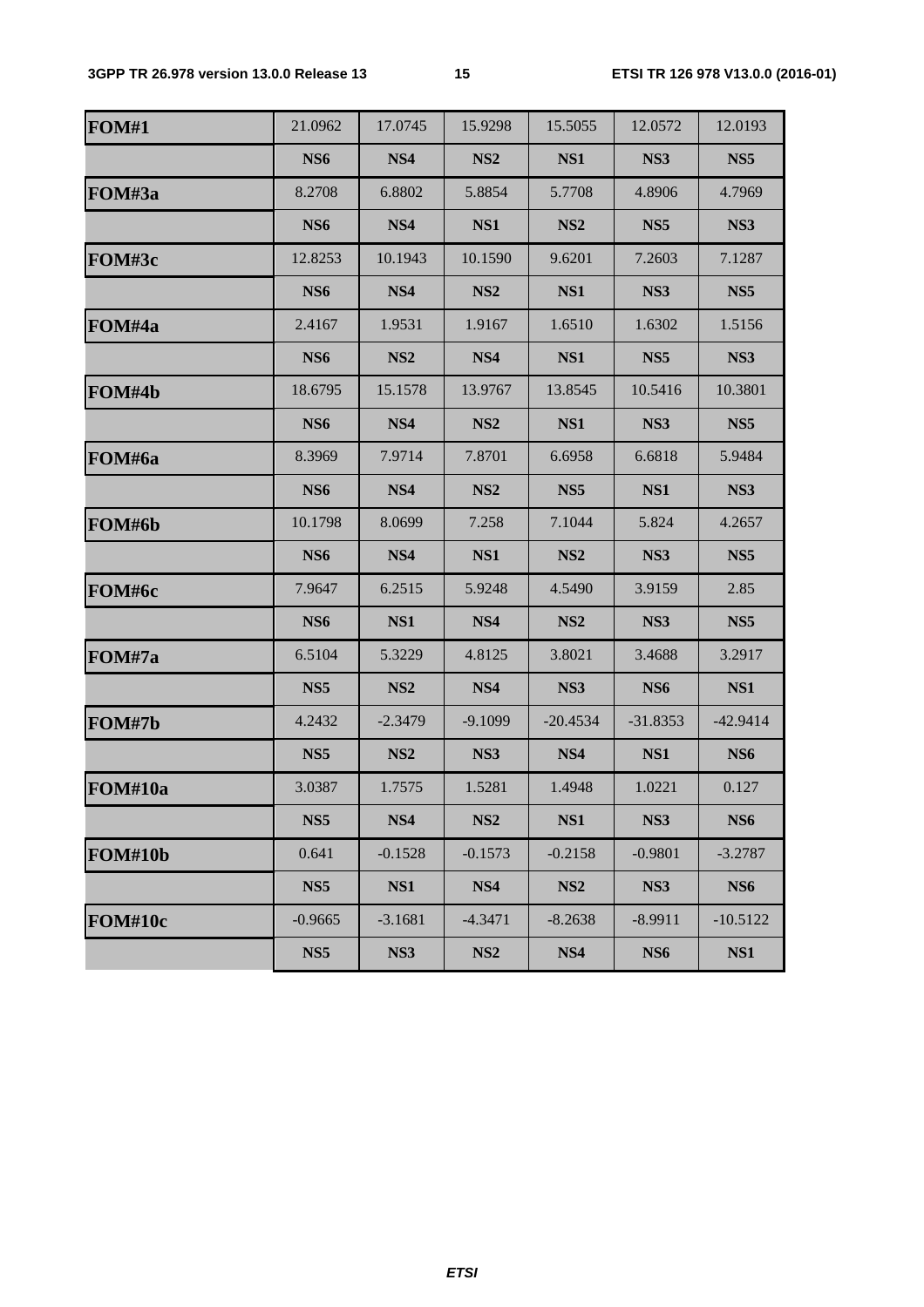| FOM#1 | 21.0962 | 17.0745 | 15.9298 | 15.5055 | 12.0572 | 12.0193 |
|---|---|---|---|---|---|---|
| | **NS6** | **NS4** | **NS2** | **NS1** | **NS3** | **NS5** |
| **FOM#3a** | 8.2708 | 6.8802 | 5.8854 | 5.7708 | 4.8906 | 4.7969 |
| | **NS6** | **NS4** | **NS1** | **NS2** | **NS5** | **NS3** |
| **FOM#3c** | 12.8253 | 10.1943 | 10.1590 | 9.6201 | 7.2603 | 7.1287 |
| | **NS6** | **NS4** | **NS2** | **NS1** | **NS3** | **NS5** |
| **FOM#4a** | 2.4167 | 1.9531 | 1.9167 | 1.6510 | 1.6302 | 1.5156 |
| | **NS6** | **NS2** | **NS4** | **NS1** | **NS5** | **NS3** |
| **FOM#4b** | 18.6795 | 15.1578 | 13.9767 | 13.8545 | 10.5416 | 10.3801 |
| | **NS6** | **NS4** | **NS2** | **NS1** | **NS3** | **NS5** |
| **FOM#6a** | 8.3969 | 7.9714 | 7.8701 | 6.6958 | 6.6818 | 5.9484 |
| | **NS6** | **NS4** | **NS2** | **NS5** | **NS1** | **NS3** |
| **FOM#6b** | 10.1798 | 8.0699 | 7.258 | 7.1044 | 5.824 | 4.2657 |
| | **NS6** | **NS4** | **NS1** | **NS2** | **NS3** | **NS5** |
| **FOM#6c** | 7.9647 | 6.2515 | 5.9248 | 4.5490 | 3.9159 | 2.85 |
| | **NS6** | **NS1** | **NS4** | **NS2** | **NS3** | **NS5** |
| **FOM#7a** | 6.5104 | 5.3229 | 4.8125 | 3.8021 | 3.4688 | 3.2917 |
| | **NS5** | **NS2** | **NS4** | **NS3** | **NS6** | **NS1** |
| **FOM#7b** | 4.2432 | -2.3479 | -9.1099 | -20.4534 | -31.8353 | -42.9414 |
| | **NS5** | **NS2** | **NS3** | **NS4** | **NS1** | **NS6** |
| **FOM#10a** | 3.0387 | 1.7575 | 1.5281 | 1.4948 | 1.0221 | 0.127 |
| | **NS5** | **NS4** | **NS2** | **NS1** | **NS3** | **NS6** |
| **FOM#10b** | 0.641 | -0.1528 | -0.1573 | -0.2158 | -0.9801 | -3.2787 |
| | **NS5** | **NS1** | **NS4** | **NS2** | **NS3** | **NS6** |
| **FOM#10c** | -0.9665 | -3.1681 | -4.3471 | -8.2638 | -8.9911 | -10.5122 |
| | **NS5** | **NS3** | **NS2** | **NS4** | **NS6** | **NS1** |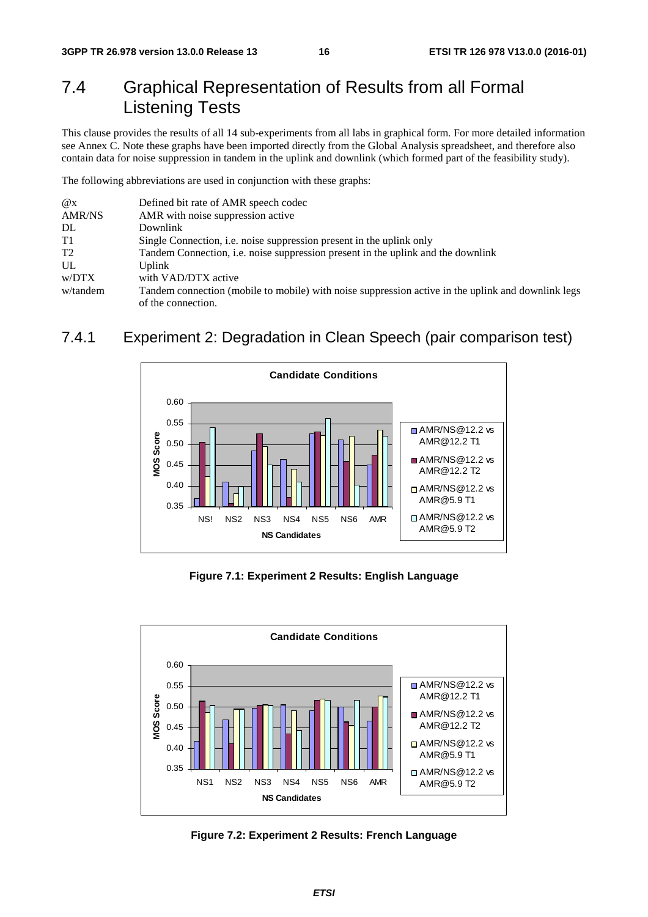## 7.4 Graphical Representation of Results from all Formal Listening Tests

This clause provides the results of all 14 sub-experiments from all labs in graphical form. For more detailed information see Annex C. Note these graphs have been imported directly from the Global Analysis spreadsheet, and therefore also contain data for noise suppression in tandem in the uplink and downlink (which formed part of the feasibility study).

The following abbreviations are used in conjunction with these graphs:

| | |
|---|---|
| @x | Defined bit rate of AMR speech codec |
| AMR/NS | AMR with noise suppression active |
| DL | Downlink |
| T1 | Single Connection, i.e. noise suppression present in the uplink only |
| T2 | Tandem Connection, i.e. noise suppression present in the uplink and the downlink |
| UL | Uplink |
| w/DTX | with VAD/DTX active |
| w/tandem | Tandem connection (mobile to mobile) with noise suppression active in the uplink and downlink legs of the connection. |

### 7.4.1 Experiment 2: Degradation in Clean Speech (pair comparison test)

**Figure 7.1: Experiment 2 Results: English Language**

**Figure 7.2: Experiment 2 Results: French Language**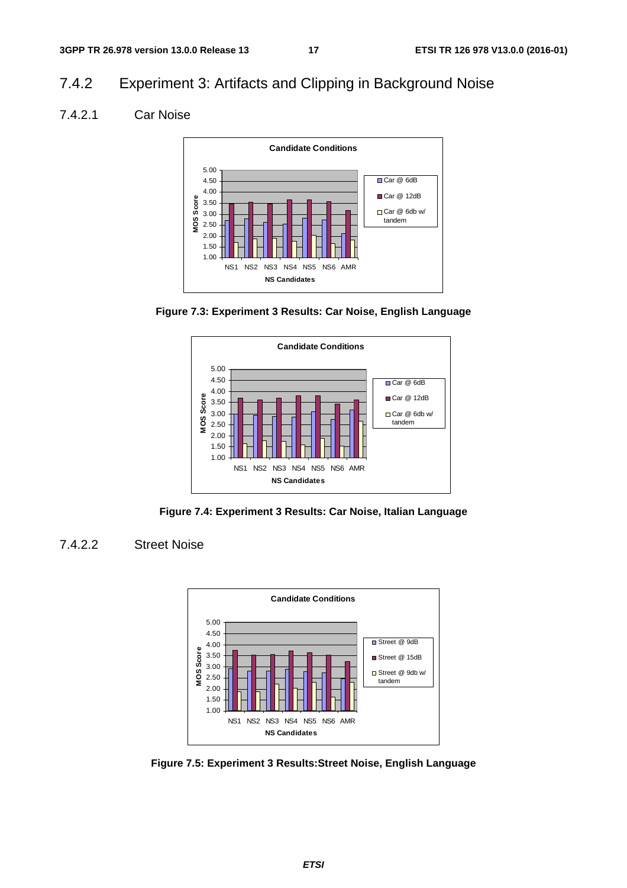## 7.4.2 Experiment 3: Artifacts and Clipping in Background Noise

### 7.4.2.1 Car Noise

**Figure 7.3: Experiment 3 Results: Car Noise, English Language**

**Figure 7.4: Experiment 3 Results: Car Noise, Italian Language**

### 7.4.2.2 Street Noise

**Figure 7.5: Experiment 3 Results:Street Noise, English Language**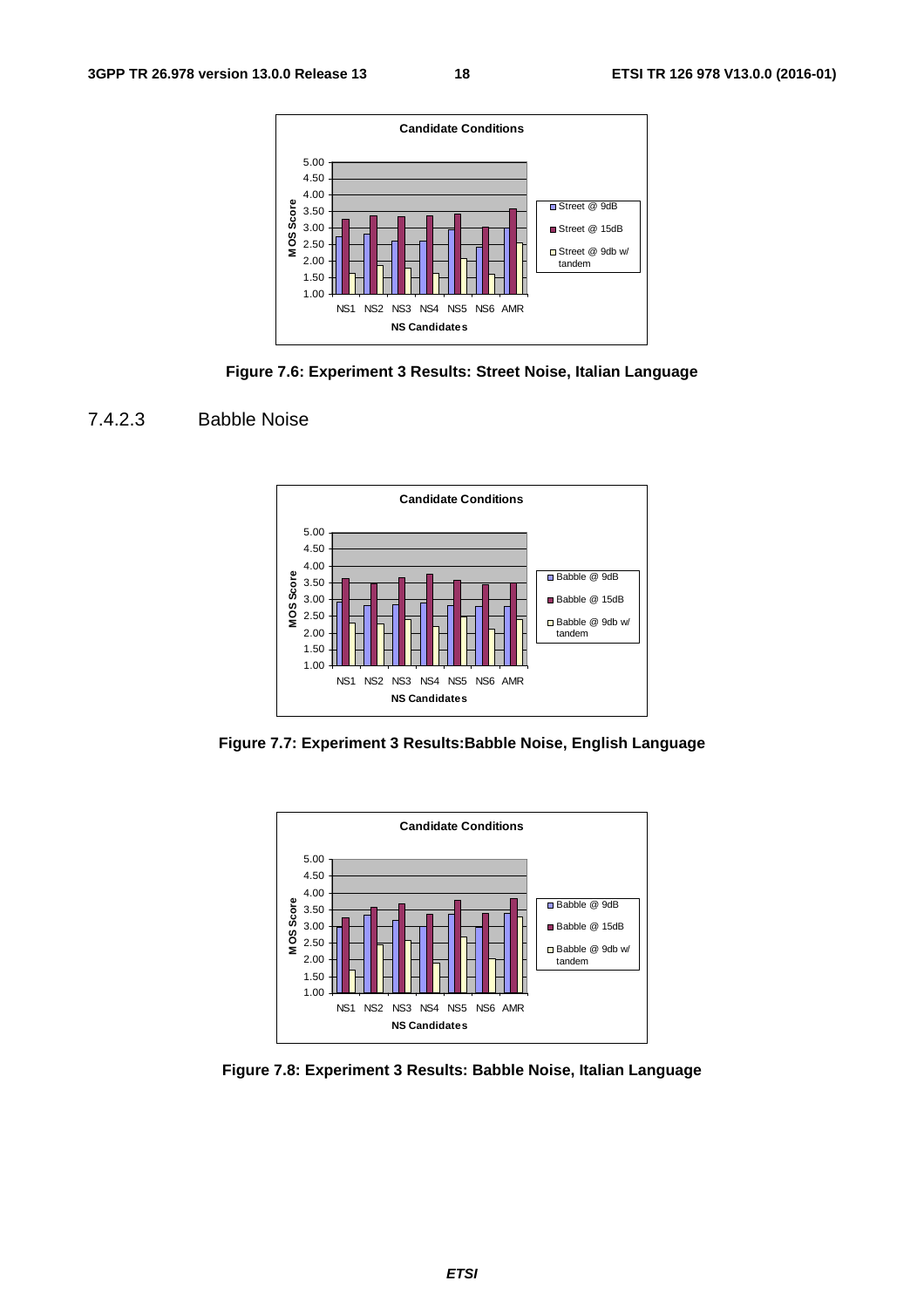Figure 7.6: Experiment 3 Results: Street Noise, Italian Language

#### 7.4.2.3 Babble Noise

Figure 7.7: Experiment 3 Results:Babble Noise, English Language

Figure 7.8: Experiment 3 Results: Babble Noise, Italian Language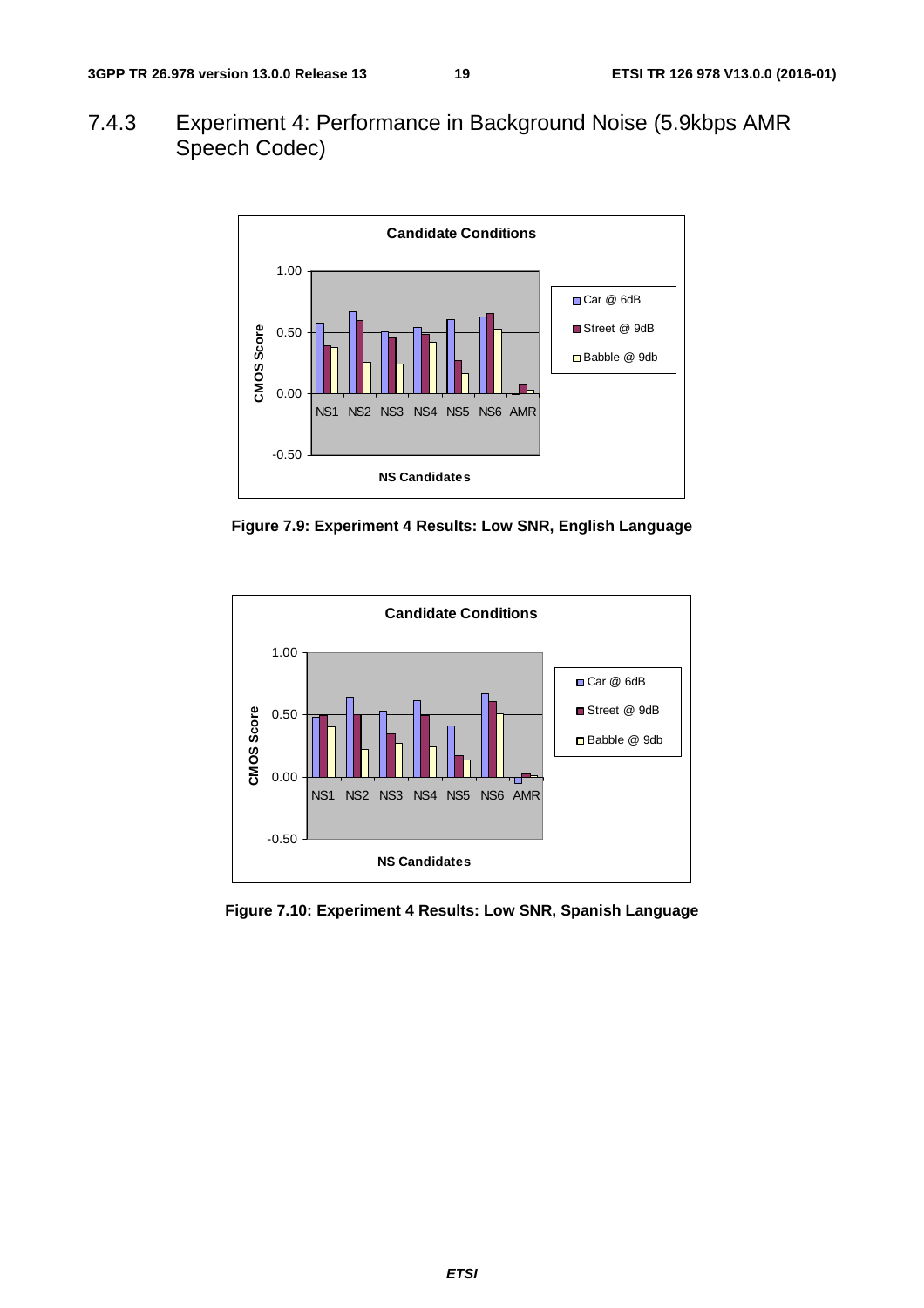### 7.4.3 Experiment 4: Performance in Background Noise (5.9kbps AMR Speech Codec)

Figure 7.9: Experiment 4 Results: Low SNR, English Language

Figure 7.10: Experiment 4 Results: Low SNR, Spanish Language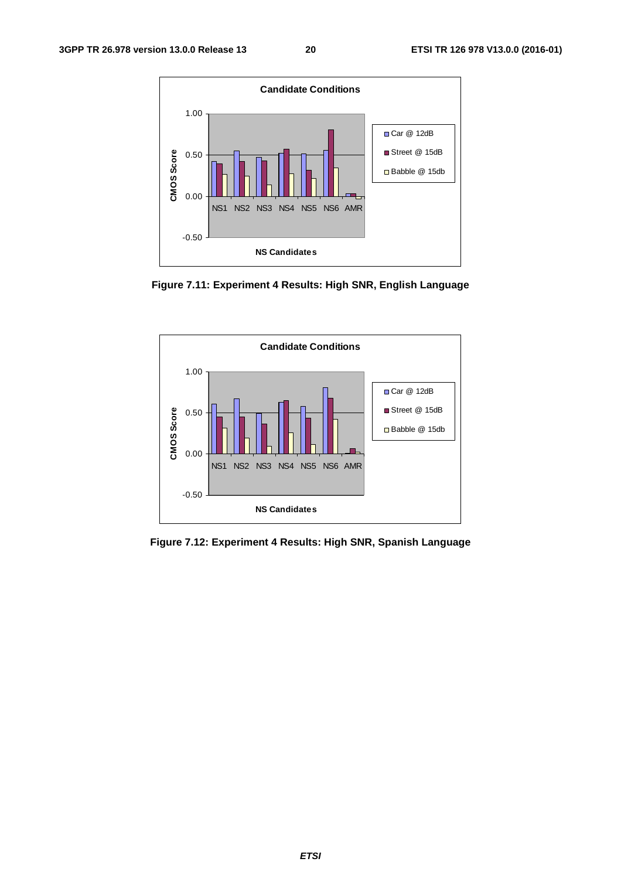Figure 7.11: Experiment 4 Results: High SNR, English Language

Figure 7.12: Experiment 4 Results: High SNR, Spanish Language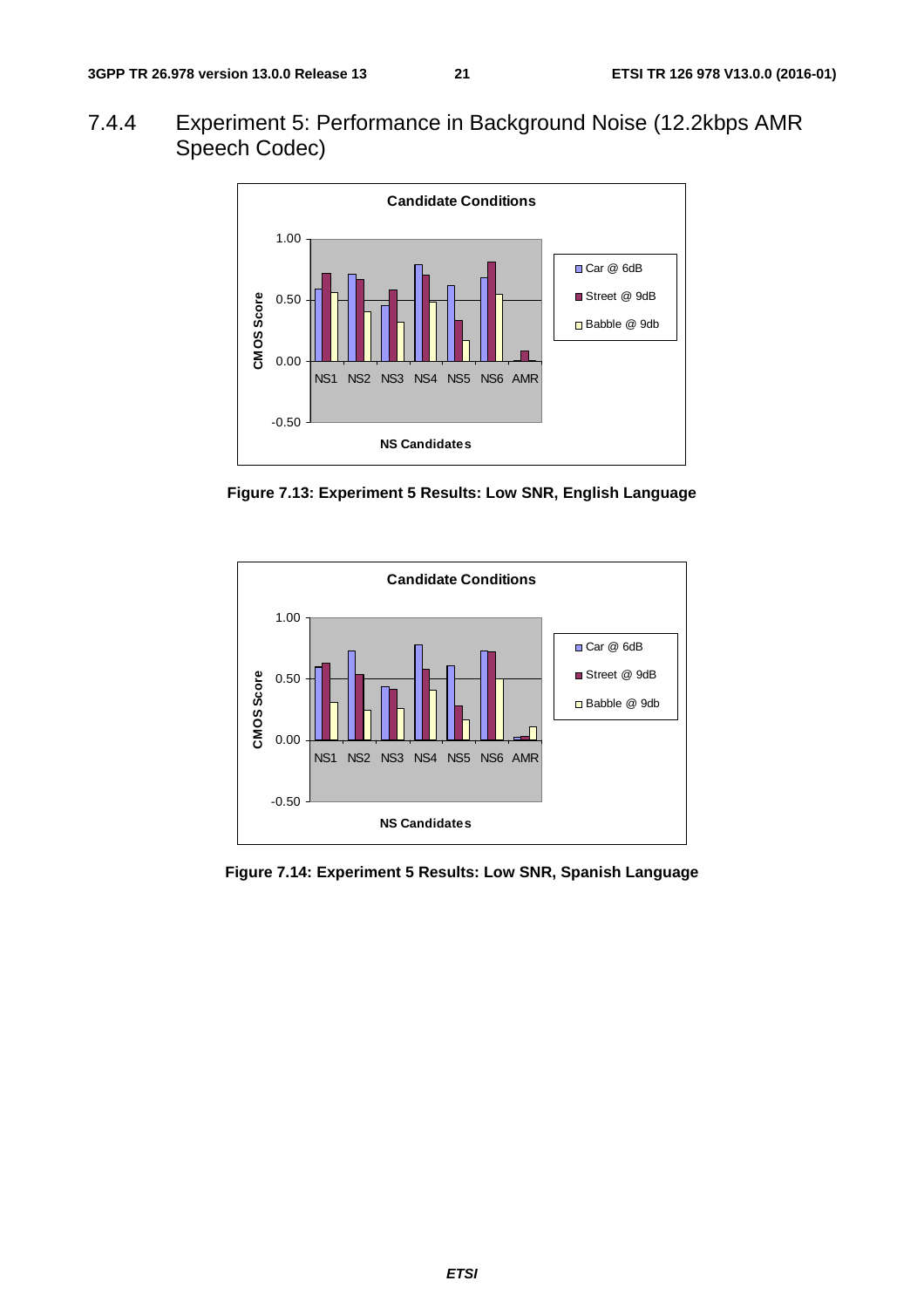### 7.4.4 Experiment 5: Performance in Background Noise (12.2kbps AMR Speech Codec)

**Figure 7.13: Experiment 5 Results: Low SNR, English Language**

**Figure 7.14: Experiment 5 Results: Low SNR, Spanish Language**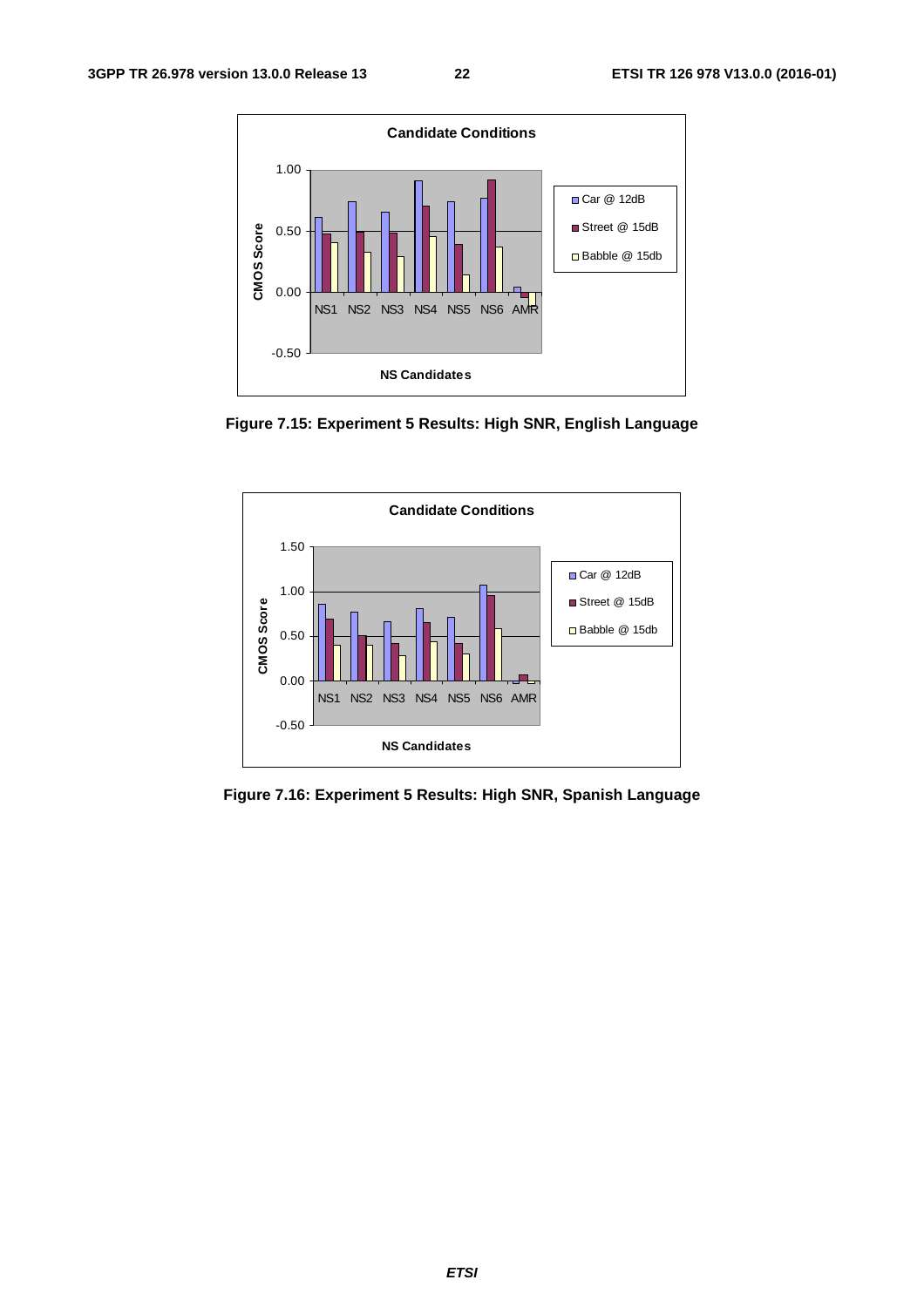Figure 7.15: Experiment 5 Results: High SNR, English Language

Figure 7.16: Experiment 5 Results: High SNR, Spanish Language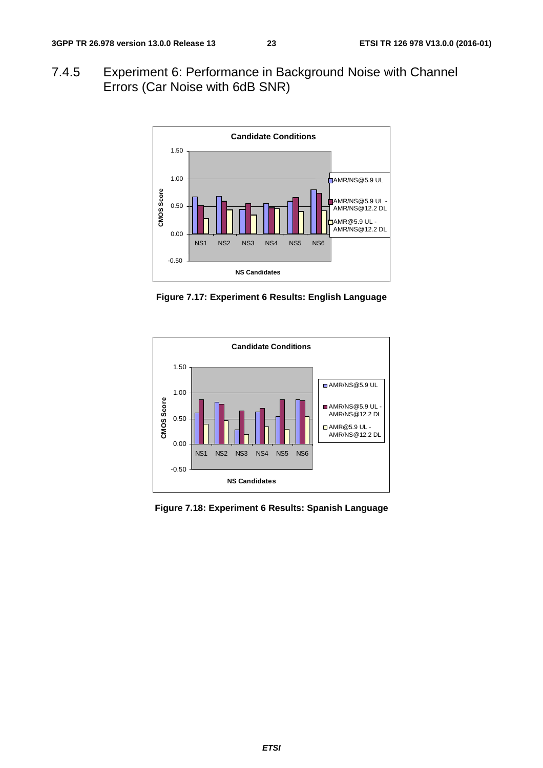### 7.4.5 Experiment 6: Performance in Background Noise with Channel Errors (Car Noise with 6dB SNR)

Figure 7.17: Experiment 6 Results: English Language

Figure 7.18: Experiment 6 Results: Spanish Language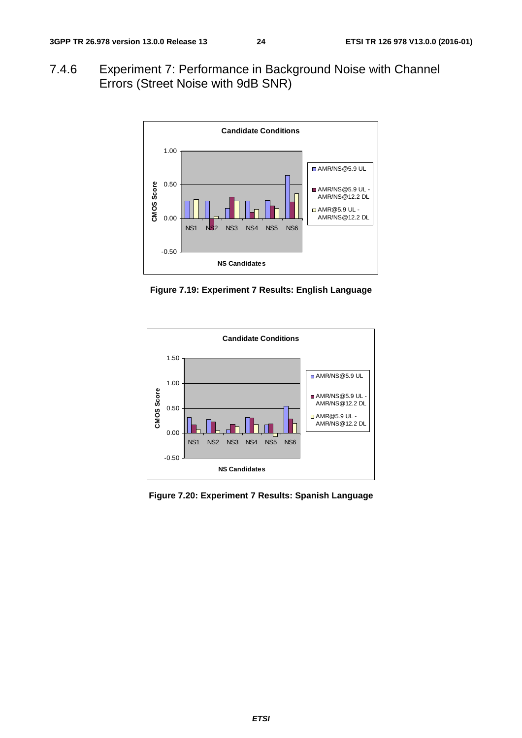### 7.4.6 Experiment 7: Performance in Background Noise with Channel Errors (Street Noise with 9dB SNR)

**Figure 7.19: Experiment 7 Results: English Language**

**Figure 7.20: Experiment 7 Results: Spanish Language**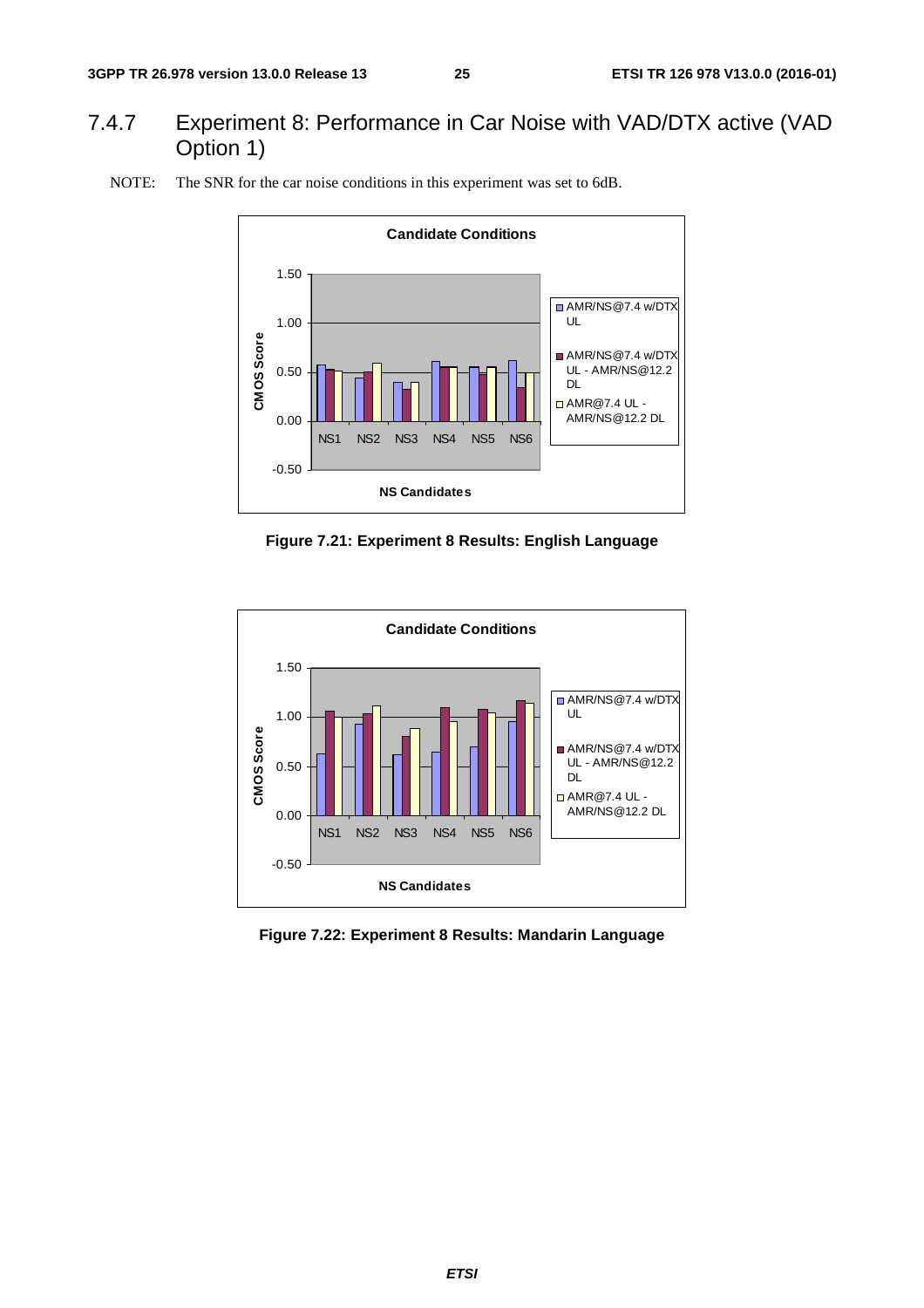### 7.4.7 Experiment 8: Performance in Car Noise with VAD/DTX active (VAD Option 1)

NOTE: The SNR for the car noise conditions in this experiment was set to 6dB.

**Figure 7.21: Experiment 8 Results: English Language**

**Figure 7.22: Experiment 8 Results: Mandarin Language**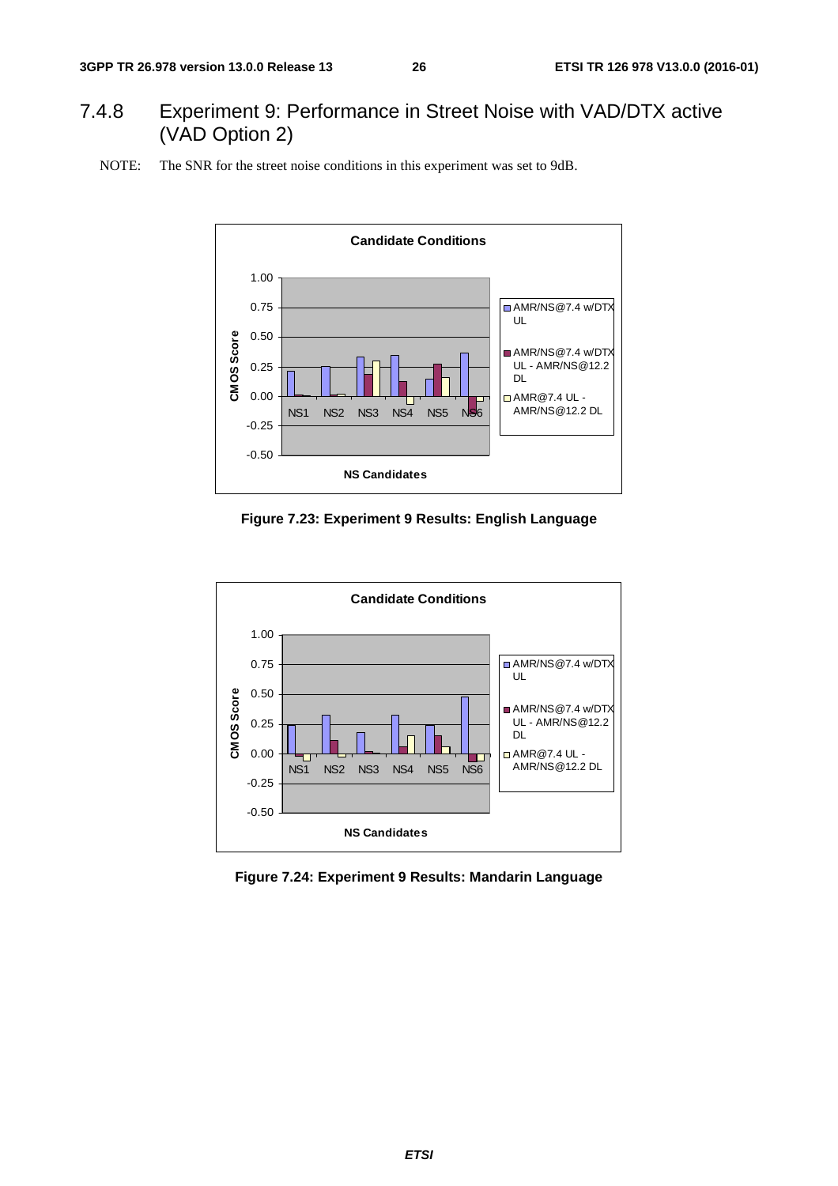### 7.4.8 Experiment 9: Performance in Street Noise with VAD/DTX active (VAD Option 2)

NOTE: The SNR for the street noise conditions in this experiment was set to 9dB.

**Figure 7.23: Experiment 9 Results: English Language**

**Figure 7.24: Experiment 9 Results: Mandarin Language**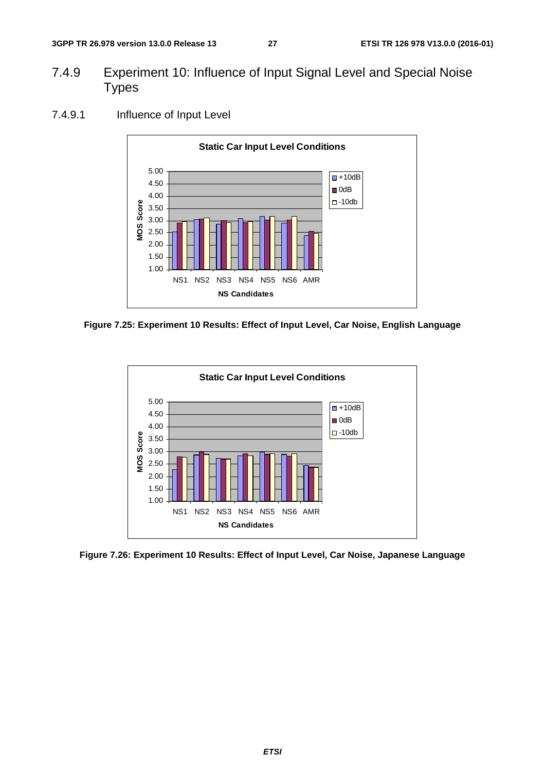## 7.4.9 Experiment 10: Influence of Input Signal Level and Special Noise Types

### 7.4.9.1 Influence of Input Level

**Figure 7.25: Experiment 10 Results: Effect of Input Level, Car Noise, English Language**

**Figure 7.26: Experiment 10 Results: Effect of Input Level, Car Noise, Japanese Language**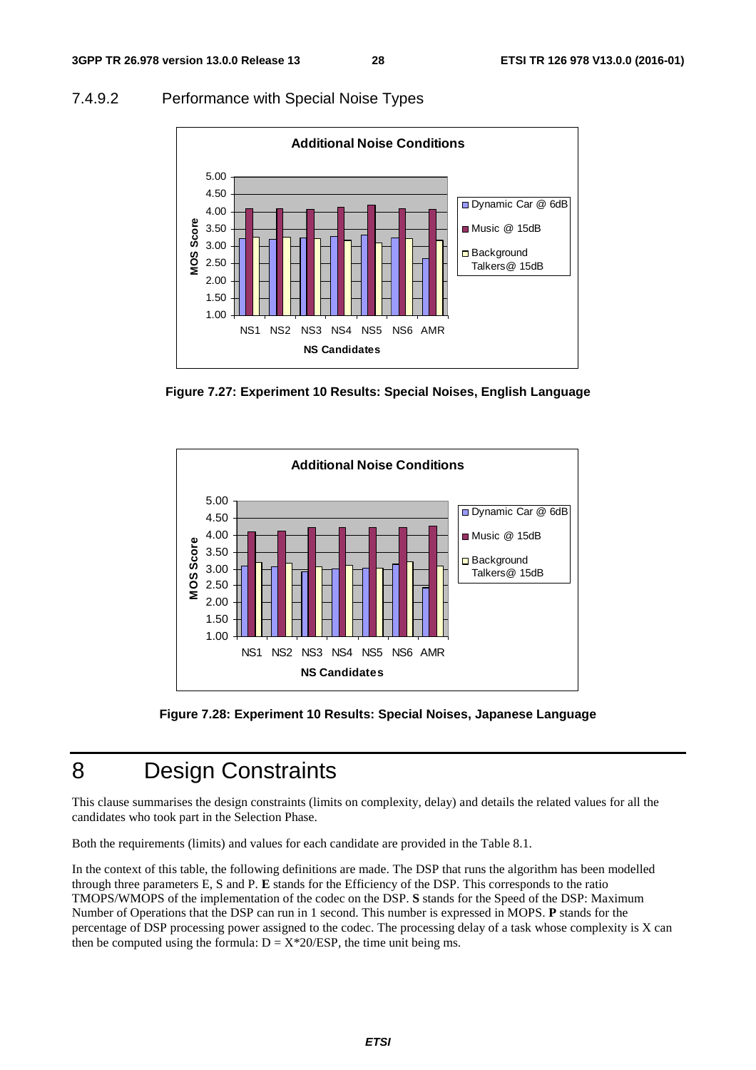### 7.4.9.2 Performance with Special Noise Types

Figure 7.27: Experiment 10 Results: Special Noises, English Language

Figure 7.28: Experiment 10 Results: Special Noises, Japanese Language

# 8 Design Constraints

This clause summarises the design constraints (limits on complexity, delay) and details the related values for all the candidates who took part in the Selection Phase.

Both the requirements (limits) and values for each candidate are provided in the Table 8.1.

In the context of this table, the following definitions are made. The DSP that runs the algorithm has been modelled through three parameters E, S and P. **E** stands for the Efficiency of the DSP. This corresponds to the ratio TMOPS/WMOPS of the implementation of the codec on the DSP. **S** stands for the Speed of the DSP: Maximum Number of Operations that the DSP can run in 1 second. This number is expressed in MOPS. **P** stands for the percentage of DSP processing power assigned to the codec. The processing delay of a task whose complexity is X can then be computed using the formula: $D = X*20/ESP$, the time unit being ms.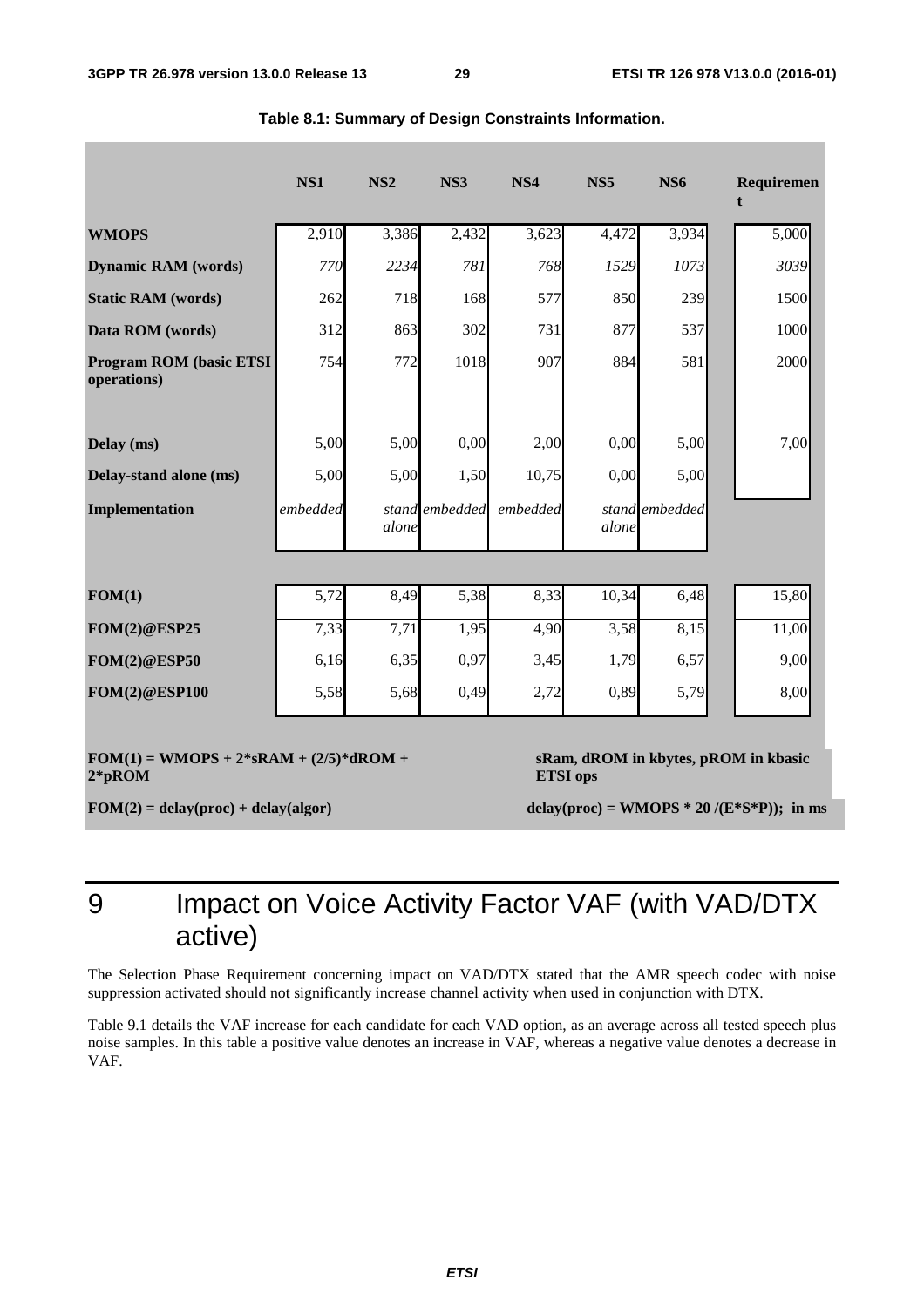**Table 8.1: Summary of Design Constraints Information.**

| | NS1 | NS2 | NS3 | NS4 | NS5 | NS6 | Requirement |
|---|---|---|---|---|---|---|---|
| **WMOPS** | 2,910 | 3,386 | 2,432 | 3,623 | 4,472 | 3,934 | 5,000 |
| **Dynamic RAM (words)** | *770* | *2234* | *781* | *768* | *1529* | *1073* | *3039* |
| **Static RAM (words)** | 262 | 718 | 168 | 577 | 850 | 239 | 1500 |
| **Data ROM (words)** | 312 | 863 | 302 | 731 | 877 | 537 | 1000 |
| **Program ROM (basic ETSI operations)** | 754 | 772 | 1018 | 907 | 884 | 581 | 2000 |
| **Delay (ms)** | 5,00 | 5,00 | 0,00 | 2,00 | 0,00 | 5,00 | 7,00 |
| **Delay-stand alone (ms)** | 5,00 | 5,00 | 1,50 | 10,75 | 0,00 | 5,00 | |
| **Implementation** | *embedded* | *stand alone* | *embedded* | *embedded* | *stand alone* | *embedded* | |
| **FOM(1)** | 5,72 | 8,49 | 5,38 | 8,33 | 10,34 | 6,48 | 15,80 |
| **FOM(2)@ESP25** | 7,33 | 7,71 | 1,95 | 4,90 | 3,58 | 8,15 | 11,00 |
| **FOM(2)@ESP50** | 6,16 | 6,35 | 0,97 | 3,45 | 1,79 | 6,57 | 9,00 |
| **FOM(2)@ESP100** | 5,58 | 5,68 | 0,49 | 2,72 | 0,89 | 5,79 | 8,00 |

**FOM(1) = WMOPS + 2*sRAM + (2/5)*dROM + 2*pROM** — **sRam, dROM in kbytes, pROM in kbasic ETSI ops**

**FOM(2) = delay(proc) + delay(algor)** — **delay(proc) = WMOPS * 20 /(E*S*P)); in ms**

# 9 Impact on Voice Activity Factor VAF (with VAD/DTX active)

The Selection Phase Requirement concerning impact on VAD/DTX stated that the AMR speech codec with noise suppression activated should not significantly increase channel activity when used in conjunction with DTX.

Table 9.1 details the VAF increase for each candidate for each VAD option, as an average across all tested speech plus noise samples. In this table a positive value denotes an increase in VAF, whereas a negative value denotes a decrease in VAF.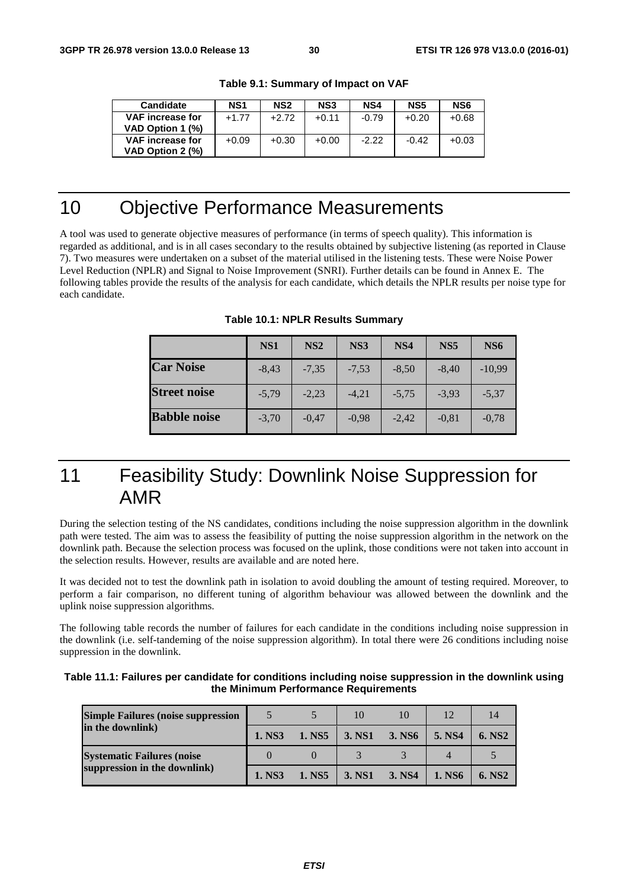**Table 9.1: Summary of Impact on VAF**

| Candidate | NS1 | NS2 | NS3 | NS4 | NS5 | NS6 |
|---|---|---|---|---|---|---|
| VAF increase for VAD Option 1 (%) | +1.77 | +2.72 | +0.11 | -0.79 | +0.20 | +0.68 |
| VAF increase for VAD Option 2 (%) | +0.09 | +0.30 | +0.00 | -2.22 | -0.42 | +0.03 |

# 10 Objective Performance Measurements

A tool was used to generate objective measures of performance (in terms of speech quality). This information is regarded as additional, and is in all cases secondary to the results obtained by subjective listening (as reported in Clause 7). Two measures were undertaken on a subset of the material utilised in the listening tests. These were Noise Power Level Reduction (NPLR) and Signal to Noise Improvement (SNRI). Further details can be found in Annex E. The following tables provide the results of the analysis for each candidate, which details the NPLR results per noise type for each candidate.

**Table 10.1: NPLR Results Summary**

| | NS1 | NS2 | NS3 | NS4 | NS5 | NS6 |
|---|---|---|---|---|---|---|
| **Car Noise** | -8,43 | -7,35 | -7,53 | -8,50 | -8,40 | -10,99 |
| **Street noise** | -5,79 | -2,23 | -4,21 | -5,75 | -3,93 | -5,37 |
| **Babble noise** | -3,70 | -0,47 | -0,98 | -2,42 | -0,81 | -0,78 |

# 11 Feasibility Study: Downlink Noise Suppression for AMR

During the selection testing of the NS candidates, conditions including the noise suppression algorithm in the downlink path were tested. The aim was to assess the feasibility of putting the noise suppression algorithm in the network on the downlink path. Because the selection process was focused on the uplink, those conditions were not taken into account in the selection results. However, results are available and are noted here.

It was decided not to test the downlink path in isolation to avoid doubling the amount of testing required. Moreover, to perform a fair comparison, no different tuning of algorithm behaviour was allowed between the downlink and the uplink noise suppression algorithms.

The following table records the number of failures for each candidate in the conditions including noise suppression in the downlink (i.e. self-tandeming of the noise suppression algorithm). In total there were 26 conditions including noise suppression in the downlink.

**Table 11.1: Failures per candidate for conditions including noise suppression in the downlink using the Minimum Performance Requirements**

| | | | | | | |
|---|---|---|---|---|---|---|
| **Simple Failures (noise suppression in the downlink)** | 5 | 5 | 10 | 10 | 12 | 14 |
| | **1. NS3** | **1. NS5** | **3. NS1** | **3. NS6** | **5. NS4** | **6. NS2** |
| **Systematic Failures (noise suppression in the downlink)** | 0 | 0 | 3 | 3 | 4 | 5 |
| | **1. NS3** | **1. NS5** | **3. NS1** | **3. NS4** | **1. NS6** | **6. NS2** |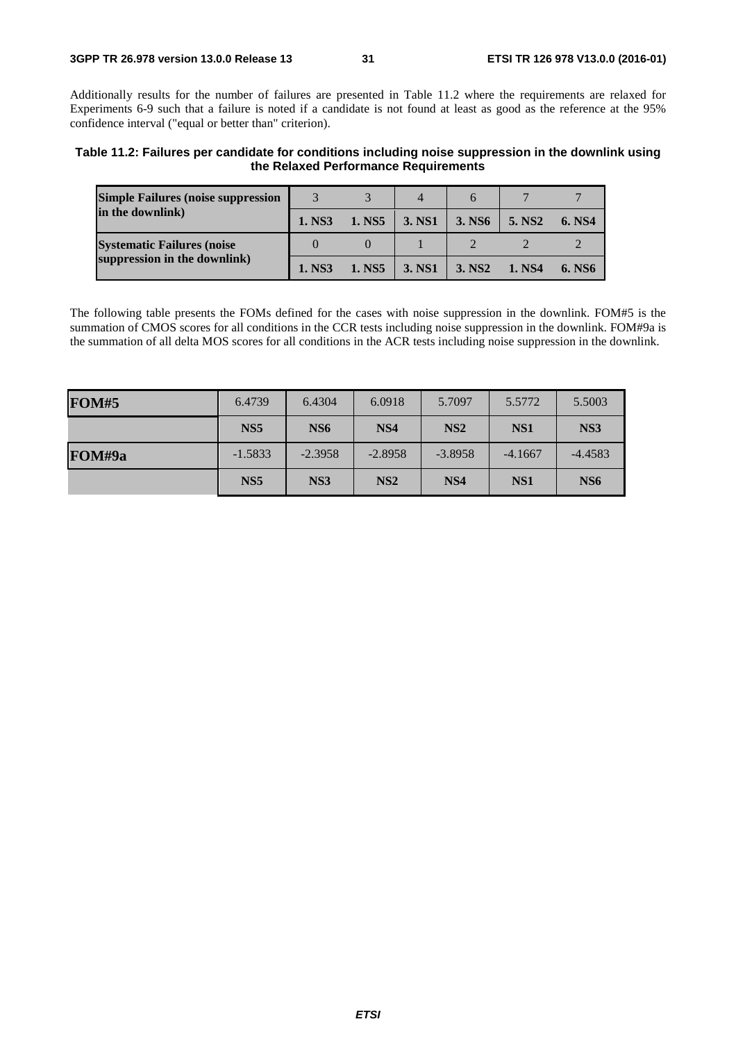Additionally results for the number of failures are presented in Table 11.2 where the requirements are relaxed for Experiments 6-9 such that a failure is noted if a candidate is not found at least as good as the reference at the 95% confidence interval ("equal or better than" criterion).

**Table 11.2: Failures per candidate for conditions including noise suppression in the downlink using the Relaxed Performance Requirements**

| | | | | | | |
|---|---|---|---|---|---|---|
| **Simple Failures (noise suppression in the downlink)** | 3 | 3 | 4 | 6 | 7 | 7 |
| | **1. NS3** | **1. NS5** | **3. NS1** | **3. NS6** | **5. NS2** | **6. NS4** |
| **Systematic Failures (noise suppression in the downlink)** | 0 | 0 | 1 | 2 | 2 | 2 |
| | **1. NS3** | **1. NS5** | **3. NS1** | **3. NS2** | **1. NS4** | **6. NS6** |

The following table presents the FOMs defined for the cases with noise suppression in the downlink. FOM#5 is the summation of CMOS scores for all conditions in the CCR tests including noise suppression in the downlink. FOM#9a is the summation of all delta MOS scores for all conditions in the ACR tests including noise suppression in the downlink.

| | | | | | | |
|---|---|---|---|---|---|---|
| **FOM#5** | 6.4739 | 6.4304 | 6.0918 | 5.7097 | 5.5772 | 5.5003 |
| | **NS5** | **NS6** | **NS4** | **NS2** | **NS1** | **NS3** |
| **FOM#9a** | -1.5833 | -2.3958 | -2.8958 | -3.8958 | -4.1667 | -4.4583 |
| | **NS5** | **NS3** | **NS2** | **NS4** | **NS1** | **NS6** |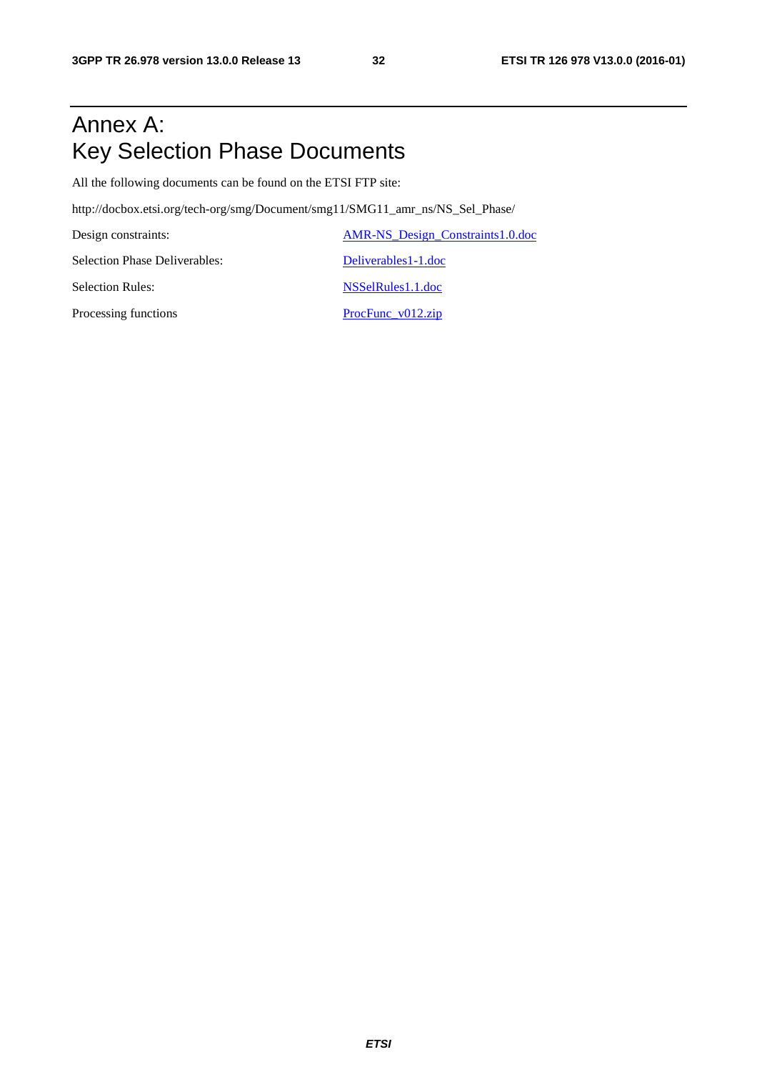# Annex A: Key Selection Phase Documents

All the following documents can be found on the ETSI FTP site:

http://docbox.etsi.org/tech-org/smg/Document/smg11/SMG11_amr_ns/NS_Sel_Phase/

| | |
|---|---|
| Design constraints: | AMR-NS_Design_Constraints1.0.doc |
| Selection Phase Deliverables: | Deliverables1-1.doc |
| Selection Rules: | NSSelRules1.1.doc |
| Processing functions | ProcFunc_v012.zip |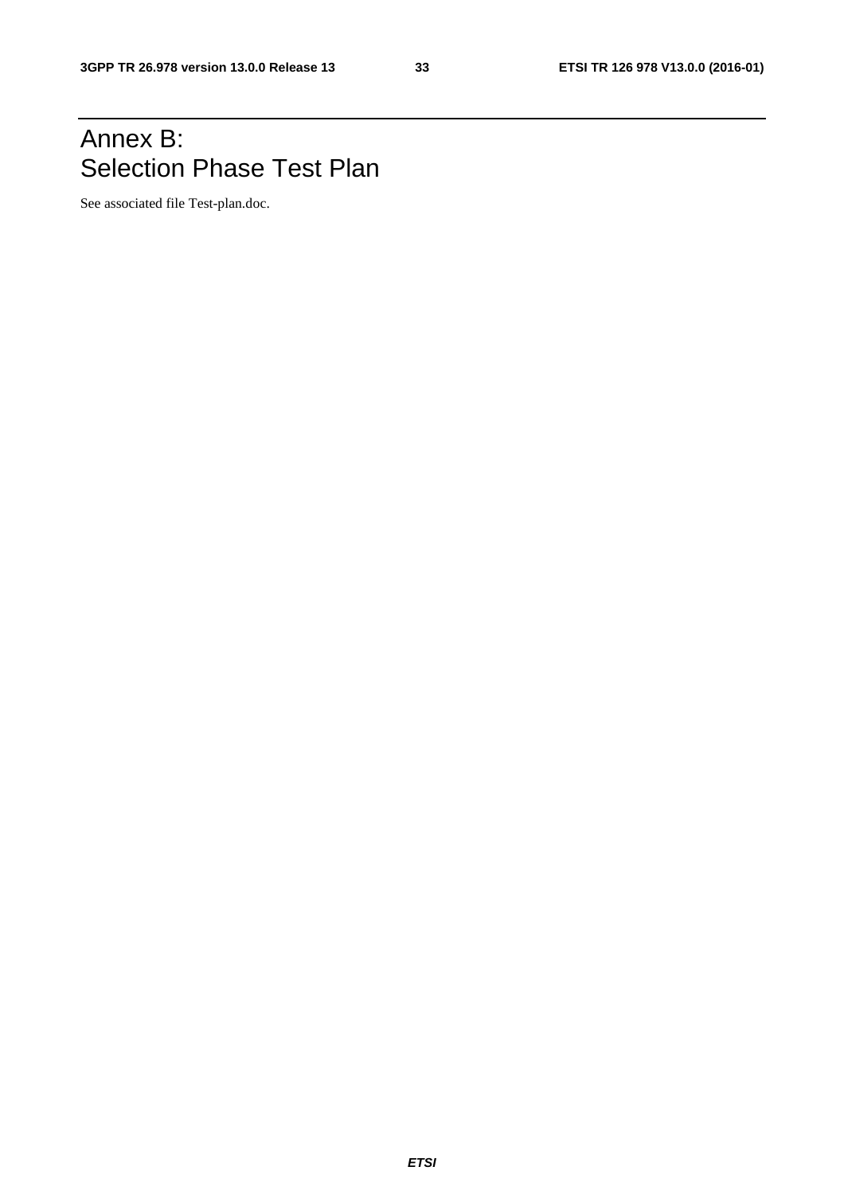# Annex B: Selection Phase Test Plan

See associated file Test-plan.doc.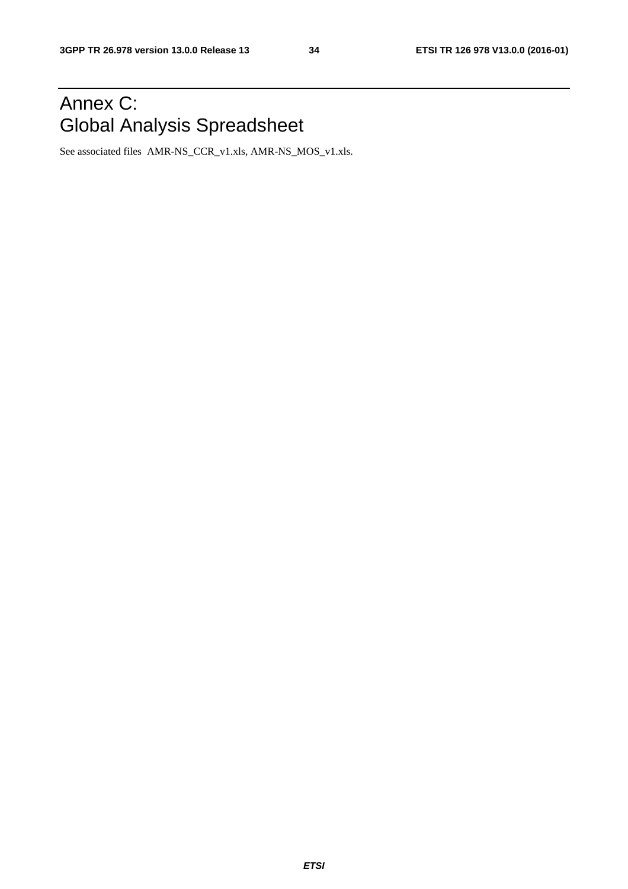# Annex C: Global Analysis Spreadsheet

See associated files AMR-NS_CCR_v1.xls, AMR-NS_MOS_v1.xls.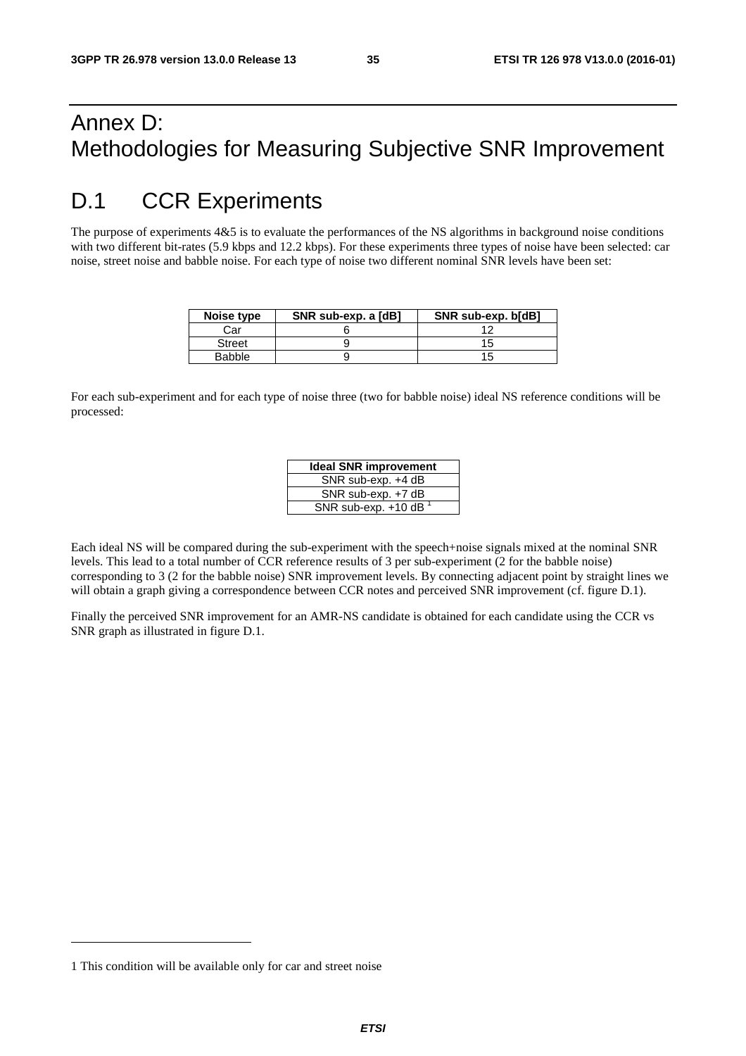# Annex D: Methodologies for Measuring Subjective SNR Improvement

## D.1 CCR Experiments

The purpose of experiments 4&5 is to evaluate the performances of the NS algorithms in background noise conditions with two different bit-rates (5.9 kbps and 12.2 kbps). For these experiments three types of noise have been selected: car noise, street noise and babble noise. For each type of noise two different nominal SNR levels have been set:

| Noise type | SNR sub-exp. a [dB] | SNR sub-exp. b[dB] |
|---|---|---|
| Car | 6 | 12 |
| Street | 9 | 15 |
| Babble | 9 | 15 |

For each sub-experiment and for each type of noise three (two for babble noise) ideal NS reference conditions will be processed:

| Ideal SNR improvement |
|---|
| SNR sub-exp. +4 dB |
| SNR sub-exp. +7 dB |
| SNR sub-exp. +10 dB [1] |

Each ideal NS will be compared during the sub-experiment with the speech+noise signals mixed at the nominal SNR levels. This lead to a total number of CCR reference results of 3 per sub-experiment (2 for the babble noise) corresponding to 3 (2 for the babble noise) SNR improvement levels. By connecting adjacent point by straight lines we will obtain a graph giving a correspondence between CCR notes and perceived SNR improvement (cf. figure D.1).

Finally the perceived SNR improvement for an AMR-NS candidate is obtained for each candidate using the CCR vs SNR graph as illustrated in figure D.1.

---

1 This condition will be available only for car and street noise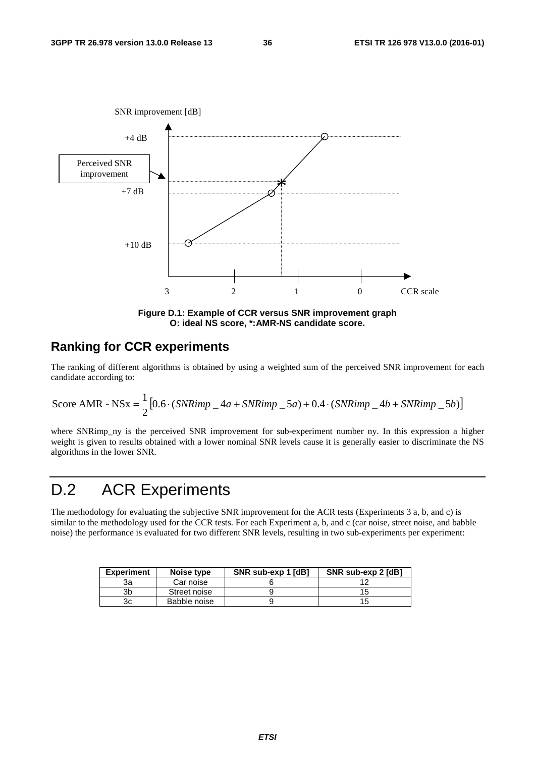Figure D.1: Example of CCR versus SNR improvement graph
O: ideal NS score, *:AMR-NS candidate score.

## Ranking for CCR experiments

The ranking of different algorithms is obtained by using a weighted sum of the perceived SNR improvement for each candidate according to:

$$\text{Score AMR - NSx} = \frac{1}{2}\left[0.6 \cdot (SNRimp\_4a + SNRimp\_5a) + 0.4 \cdot (SNRimp\_4b + SNRimp\_5b)\right]$$

where SNRimp_ny is the perceived SNR improvement for sub-experiment number ny. In this expression a higher weight is given to results obtained with a lower nominal SNR levels cause it is generally easier to discriminate the NS algorithms in the lower SNR.

# D.2 ACR Experiments

The methodology for evaluating the subjective SNR improvement for the ACR tests (Experiments 3 a, b, and c) is similar to the methodology used for the CCR tests. For each Experiment a, b, and c (car noise, street noise, and babble noise) the performance is evaluated for two different SNR levels, resulting in two sub-experiments per experiment:

| Experiment | Noise type | SNR sub-exp 1 [dB] | SNR sub-exp 2 [dB] |
|---|---|---|---|
| 3a | Car noise | 6 | 12 |
| 3b | Street noise | 9 | 15 |
| 3c | Babble noise | 9 | 15 |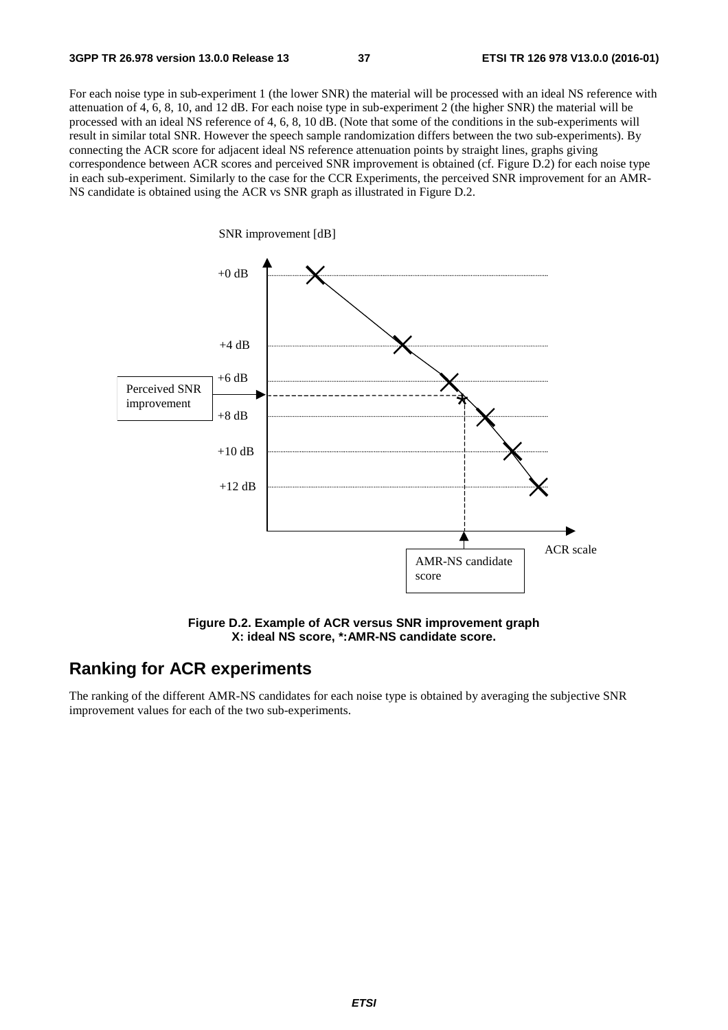For each noise type in sub-experiment 1 (the lower SNR) the material will be processed with an ideal NS reference with attenuation of 4, 6, 8, 10, and 12 dB. For each noise type in sub-experiment 2 (the higher SNR) the material will be processed with an ideal NS reference of 4, 6, 8, 10 dB. (Note that some of the conditions in the sub-experiments will result in similar total SNR. However the speech sample randomization differs between the two sub-experiments). By connecting the ACR score for adjacent ideal NS reference attenuation points by straight lines, graphs giving correspondence between ACR scores and perceived SNR improvement is obtained (cf. Figure D.2) for each noise type in each sub-experiment. Similarly to the case for the CCR Experiments, the perceived SNR improvement for an AMR-NS candidate is obtained using the ACR vs SNR graph as illustrated in Figure D.2.

**Figure D.2. Example of ACR versus SNR improvement graph**
**X: ideal NS score, *:AMR-NS candidate score.**

## Ranking for ACR experiments

The ranking of the different AMR-NS candidates for each noise type is obtained by averaging the subjective SNR improvement values for each of the two sub-experiments.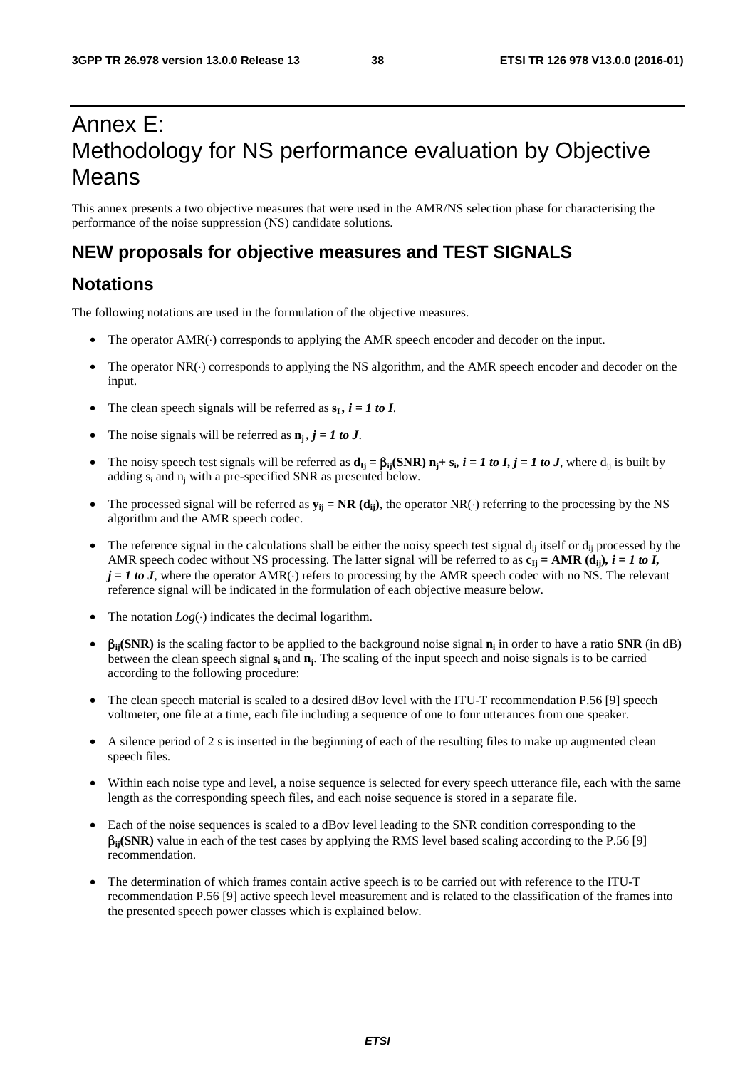# Annex E: Methodology for NS performance evaluation by Objective Means

This annex presents a two objective measures that were used in the AMR/NS selection phase for characterising the performance of the noise suppression (NS) candidate solutions.

## NEW proposals for objective measures and TEST SIGNALS

## Notations

The following notations are used in the formulation of the objective measures.

- The operator AMR(·) corresponds to applying the AMR speech encoder and decoder on the input.
- The operator NR(·) corresponds to applying the NS algorithm, and the AMR speech encoder and decoder on the input.
- The clean speech signals will be referred as $\mathbf{s_I}$ , $\boldsymbol{i = 1}$ *to* $\boldsymbol{I}$.
- The noise signals will be referred as $\mathbf{n_j}$ , $\boldsymbol{j = 1}$ *to* $\boldsymbol{J}$.
- The noisy speech test signals will be referred as $\mathbf{d_{Ij} = \beta_{ij}(SNR)\, n_j + s_i}$, $\boldsymbol{i = 1}$ *to* $\boldsymbol{I}$, $\boldsymbol{j = 1}$ *to* $\boldsymbol{J}$, where $d_{ij}$ is built by adding $s_i$ and $n_j$ with a pre-specified SNR as presented below.
- The processed signal will be referred as $\mathbf{y_{ij} = NR\,(d_{ij})}$, the operator NR(·) referring to the processing by the NS algorithm and the AMR speech codec.
- The reference signal in the calculations shall be either the noisy speech test signal $d_{ij}$ itself or $d_{ij}$ processed by the AMR speech codec without NS processing. The latter signal will be referred to as $\mathbf{c_{Ij} = AMR\,(d_{ij})}$, $\boldsymbol{i = 1}$ *to* $\boldsymbol{I}$, $\boldsymbol{j = 1}$ *to* $\boldsymbol{J}$, where the operator AMR(·) refers to processing by the AMR speech codec with no NS. The relevant reference signal will be indicated in the formulation of each objective measure below.
- The notation *Log*(·) indicates the decimal logarithm.
- $\mathbf{\beta_{ij}(SNR)}$ is the scaling factor to be applied to the background noise signal $\mathbf{n_i}$ in order to have a ratio **SNR** (in dB) between the clean speech signal $\mathbf{s_i}$ and $\mathbf{n_j}$. The scaling of the input speech and noise signals is to be carried according to the following procedure:
- The clean speech material is scaled to a desired dBov level with the ITU-T recommendation P.56 [9] speech voltmeter, one file at a time, each file including a sequence of one to four utterances from one speaker.
- A silence period of 2 s is inserted in the beginning of each of the resulting files to make up augmented clean speech files.
- Within each noise type and level, a noise sequence is selected for every speech utterance file, each with the same length as the corresponding speech files, and each noise sequence is stored in a separate file.
- Each of the noise sequences is scaled to a dBov level leading to the SNR condition corresponding to the $\mathbf{\beta_{ij}(SNR)}$ value in each of the test cases by applying the RMS level based scaling according to the P.56 [9] recommendation.
- The determination of which frames contain active speech is to be carried out with reference to the ITU-T recommendation P.56 [9] active speech level measurement and is related to the classification of the frames into the presented speech power classes which is explained below.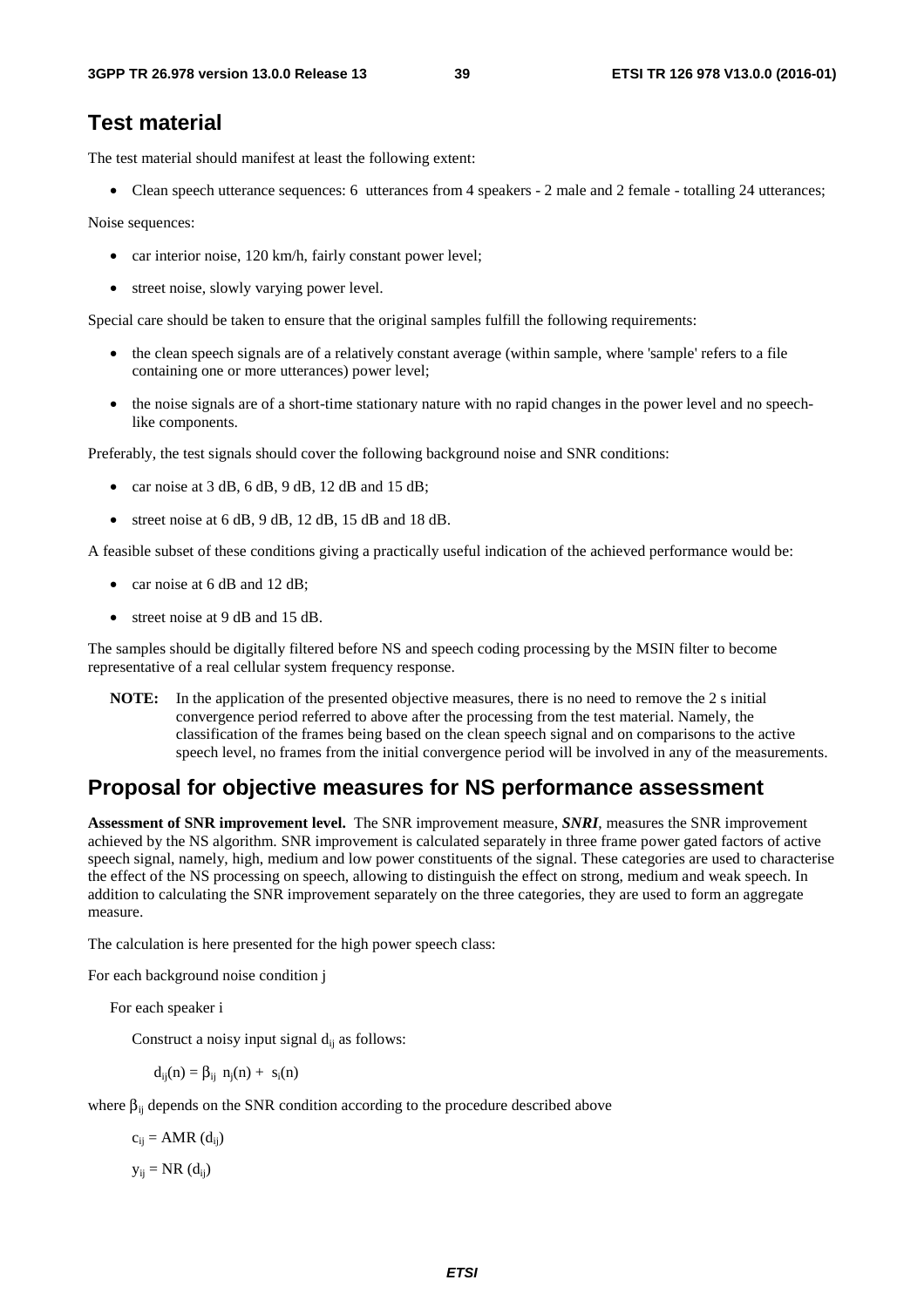## Test material

The test material should manifest at least the following extent:

- Clean speech utterance sequences: 6 utterances from 4 speakers - 2 male and 2 female - totalling 24 utterances;

Noise sequences:

- car interior noise, 120 km/h, fairly constant power level;
- street noise, slowly varying power level.

Special care should be taken to ensure that the original samples fulfill the following requirements:

- the clean speech signals are of a relatively constant average (within sample, where 'sample' refers to a file containing one or more utterances) power level;
- the noise signals are of a short-time stationary nature with no rapid changes in the power level and no speech-like components.

Preferably, the test signals should cover the following background noise and SNR conditions:

- car noise at 3 dB, 6 dB, 9 dB, 12 dB and 15 dB;
- street noise at 6 dB, 9 dB, 12 dB, 15 dB and 18 dB.

A feasible subset of these conditions giving a practically useful indication of the achieved performance would be:

- car noise at 6 dB and 12 dB;
- street noise at 9 dB and 15 dB.

The samples should be digitally filtered before NS and speech coding processing by the MSIN filter to become representative of a real cellular system frequency response.

**NOTE:** In the application of the presented objective measures, there is no need to remove the 2 s initial convergence period referred to above after the processing from the test material. Namely, the classification of the frames being based on the clean speech signal and on comparisons to the active speech level, no frames from the initial convergence period will be involved in any of the measurements.

## Proposal for objective measures for NS performance assessment

**Assessment of SNR improvement level.** The SNR improvement measure, ***SNRI***, measures the SNR improvement achieved by the NS algorithm. SNR improvement is calculated separately in three frame power gated factors of active speech signal, namely, high, medium and low power constituents of the signal. These categories are used to characterise the effect of the NS processing on speech, allowing to distinguish the effect on strong, medium and weak speech. In addition to calculating the SNR improvement separately on the three categories, they are used to form an aggregate measure.

The calculation is here presented for the high power speech class:

For each background noise condition j

For each speaker i

Construct a noisy input signal $d_{ij}$ as follows:

$$d_{ij}(n) = \beta_{ij}\ n_j(n) + s_i(n)$$

where $\beta_{ij}$ depends on the SNR condition according to the procedure described above

$$c_{ij} = \text{AMR}\ (d_{ij})$$

$$y_{ij} = \text{NR}\ (d_{ij})$$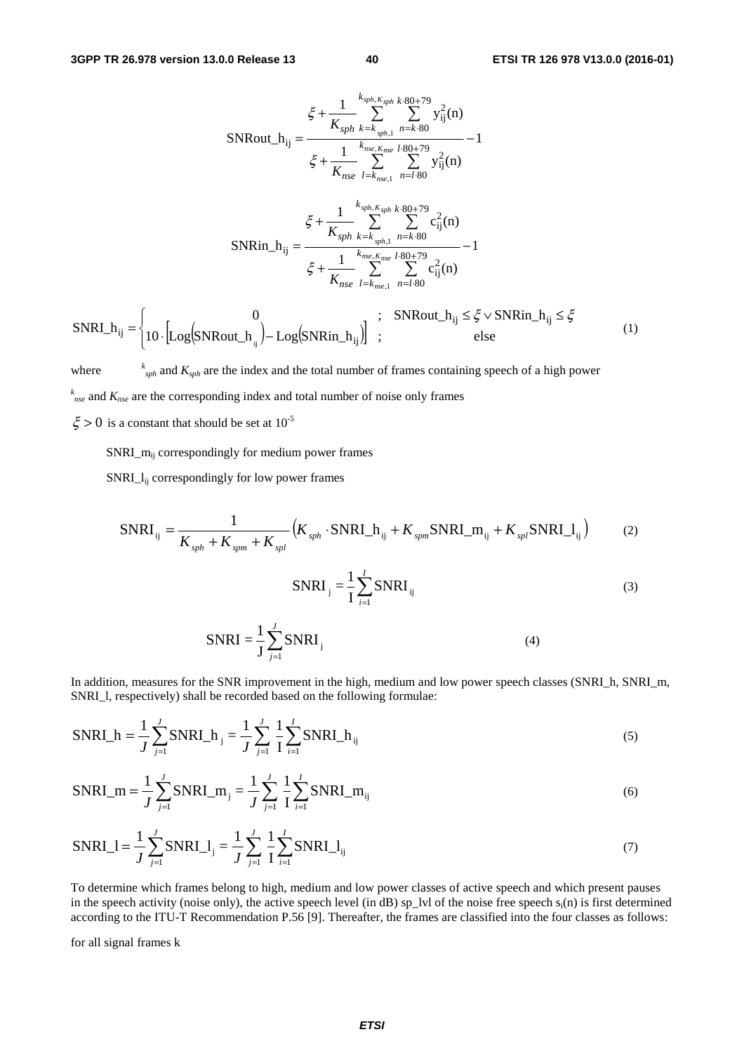$$\mathrm{SNRout\_h_{ij}} = \frac{\xi + \frac{1}{K_{sph}} \sum_{k=k_{sph,1}}^{k_{sph,K_{sph}}} \sum_{n=k\cdot 80}^{k\cdot 80+79} \mathrm{y}_{ij}^2(\mathrm{n})}{\xi + \frac{1}{K_{nse}} \sum_{l=k_{nse,1}}^{k_{nse,K_{nse}}} \sum_{n=l\cdot 80}^{l\cdot 80+79} \mathrm{y}_{ij}^2(\mathrm{n})} - 1$$

$$\mathrm{SNRin\_h_{ij}} = \frac{\xi + \frac{1}{K_{sph}} \sum_{k=k_{sph,1}}^{k_{sph,K_{sph}}} \sum_{n=k\cdot 80}^{k\cdot 80+79} \mathrm{c}_{ij}^2(\mathrm{n})}{\xi + \frac{1}{K_{nse}} \sum_{l=k_{nse,1}}^{k_{nse,K_{nse}}} \sum_{n=l\cdot 80}^{l\cdot 80+79} \mathrm{c}_{ij}^2(\mathrm{n})} - 1$$

$$\mathrm{SNRI\_h_{ij}} = \begin{cases} 0 & ; \quad \mathrm{SNRout\_h_{ij}} \le \xi \vee \mathrm{SNRin\_h_{ij}} \le \xi \\ 10 \cdot \left[ \mathrm{Log}\left(\mathrm{SNRout\_h_{ij}}\right) - \mathrm{Log}\left(\mathrm{SNRin\_h_{ij}}\right) \right] & ; \quad \text{else} \end{cases} \tag{1}$$

where $k_{sph}$ and $K_{sph}$ are the index and the total number of frames containing speech of a high power

$k_{nse}$ and $K_{nse}$ are the corresponding index and total number of noise only frames

$\xi > 0$ is a constant that should be set at $10^{-5}$

$\mathrm{SNRI\_m_{ij}}$ correspondingly for medium power frames

$\mathrm{SNRI\_l_{ij}}$ correspondingly for low power frames

$$\mathrm{SNRI_{ij}} = \frac{1}{K_{sph} + K_{spm} + K_{spl}} \left( K_{sph} \cdot \mathrm{SNRI\_h_{ij}} + K_{spm} \mathrm{SNRI\_m_{ij}} + K_{spl} \mathrm{SNRI\_l_{ij}} \right) \tag{2}$$

$$\mathrm{SNRI_j} = \frac{1}{\mathrm{I}} \sum_{i=1}^{I} \mathrm{SNRI_{ij}} \tag{3}$$

$$\mathrm{SNRI} = \frac{1}{\mathrm{J}} \sum_{j=1}^{J} \mathrm{SNRI_j} \tag{4}$$

In addition, measures for the SNR improvement in the high, medium and low power speech classes (SNRI_h, SNRI_m, SNRI_l, respectively) shall be recorded based on the following formulae:

$$\mathrm{SNRI\_h} = \frac{1}{J} \sum_{j=1}^{J} \mathrm{SNRI\_h_j} = \frac{1}{J} \sum_{j=1}^{J} \frac{1}{\mathrm{I}} \sum_{i=1}^{I} \mathrm{SNRI\_h_{ij}} \tag{5}$$

$$\mathrm{SNRI\_m} = \frac{1}{J} \sum_{j=1}^{J} \mathrm{SNRI\_m_j} = \frac{1}{J} \sum_{j=1}^{J} \frac{1}{\mathrm{I}} \sum_{i=1}^{I} \mathrm{SNRI\_m_{ij}} \tag{6}$$

$$\mathrm{SNRI\_l} = \frac{1}{J} \sum_{j=1}^{J} \mathrm{SNRI\_l_j} = \frac{1}{J} \sum_{j=1}^{J} \frac{1}{\mathrm{I}} \sum_{i=1}^{I} \mathrm{SNRI\_l_{ij}} \tag{7}$$

To determine which frames belong to high, medium and low power classes of active speech and which present pauses in the speech activity (noise only), the active speech level (in dB) sp_lvl of the noise free speech $s_i(n)$ is first determined according to the ITU-T Recommendation P.56 [9]. Thereafter, the frames are classified into the four classes as follows:

for all signal frames k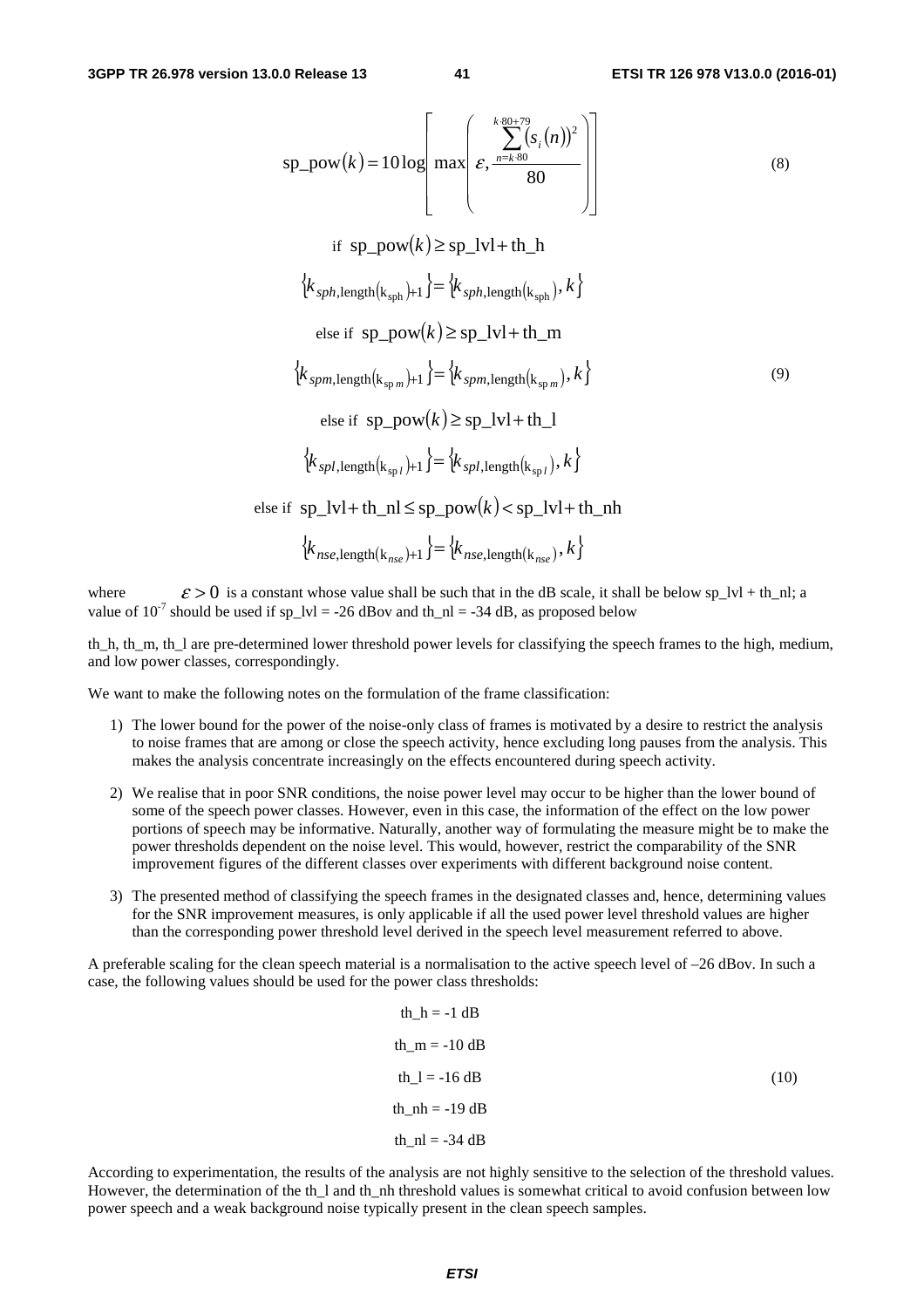$$\text{sp\_pow}(k) = 10\log\left[\max\left(\varepsilon, \frac{\sum_{n=k\cdot 80}^{k\cdot 80+79}(s_i(n))^2}{80}\right)\right] \tag{8}$$

$$\begin{gathered}
\text{if } \text{sp\_pow}(k) \geq \text{sp\_lvl} + \text{th\_h} \\
\left\{k_{sph,\text{length}(k_{\text{sph}})+1}\right\} = \left\{k_{sph,\text{length}(k_{\text{sph}})}, k\right\} \\
\text{else if } \text{sp\_pow}(k) \geq \text{sp\_lvl} + \text{th\_m} \\
\left\{k_{spm,\text{length}(k_{\text{sp}m})+1}\right\} = \left\{k_{spm,\text{length}(k_{\text{sp}m})}, k\right\} \\
\text{else if } \text{sp\_pow}(k) \geq \text{sp\_lvl} + \text{th\_l} \\
\left\{k_{spl,\text{length}(k_{\text{sp}l})+1}\right\} = \left\{k_{spl,\text{length}(k_{\text{sp}l})}, k\right\} \\
\text{else if } \text{sp\_lvl} + \text{th\_nl} \leq \text{sp\_pow}(k) < \text{sp\_lvl} + \text{th\_nh} \\
\left\{k_{nse,\text{length}(k_{nse})+1}\right\} = \left\{k_{nse,\text{length}(k_{nse})}, k\right\}
\end{gathered} \tag{9}$$

where $\varepsilon > 0$ is a constant whose value shall be such that in the dB scale, it shall be below sp_lvl + th_nl; a value of $10^{-7}$ should be used if sp_lvl = -26 dBov and th_nl = -34 dB, as proposed below

th_h, th_m, th_l are pre-determined lower threshold power levels for classifying the speech frames to the high, medium, and low power classes, correspondingly.

We want to make the following notes on the formulation of the frame classification:

1) The lower bound for the power of the noise-only class of frames is motivated by a desire to restrict the analysis to noise frames that are among or close the speech activity, hence excluding long pauses from the analysis. This makes the analysis concentrate increasingly on the effects encountered during speech activity.

2) We realise that in poor SNR conditions, the noise power level may occur to be higher than the lower bound of some of the speech power classes. However, even in this case, the information of the effect on the low power portions of speech may be informative. Naturally, another way of formulating the measure might be to make the power thresholds dependent on the noise level. This would, however, restrict the comparability of the SNR improvement figures of the different classes over experiments with different background noise content.

3) The presented method of classifying the speech frames in the designated classes and, hence, determining values for the SNR improvement measures, is only applicable if all the used power level threshold values are higher than the corresponding power threshold level derived in the speech level measurement referred to above.

A preferable scaling for the clean speech material is a normalisation to the active speech level of –26 dBov. In such a case, the following values should be used for the power class thresholds:

$$\begin{gathered}
\text{th\_h} = -1 \text{ dB} \\
\text{th\_m} = -10 \text{ dB} \\
\text{th\_l} = -16 \text{ dB} \\
\text{th\_nh} = -19 \text{ dB} \\
\text{th\_nl} = -34 \text{ dB}
\end{gathered} \tag{10}$$

According to experimentation, the results of the analysis are not highly sensitive to the selection of the threshold values. However, the determination of the th_l and th_nh threshold values is somewhat critical to avoid confusion between low power speech and a weak background noise typically present in the clean speech samples.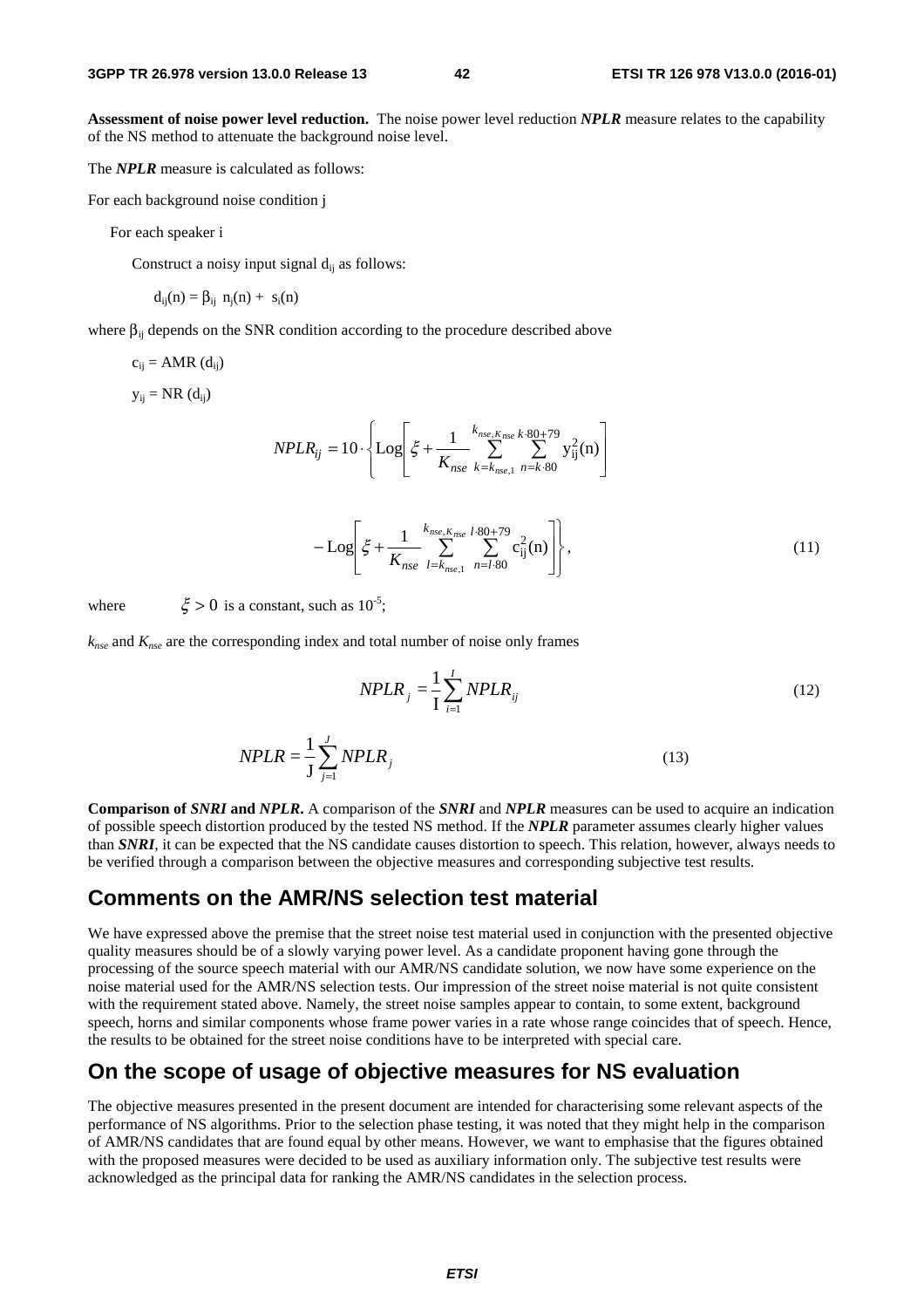**Assessment of noise power level reduction.** The noise power level reduction ***NPLR*** measure relates to the capability of the NS method to attenuate the background noise level.

The ***NPLR*** measure is calculated as follows:

For each background noise condition j

For each speaker i

Construct a noisy input signal $d_{ij}$ as follows:

$d_{ij}(n) = \beta_{ij}\ n_j(n) + s_i(n)$

where $\beta_{ij}$ depends on the SNR condition according to the procedure described above

$c_{ij} = \text{AMR}\ (d_{ij})$

$y_{ij} = \text{NR}\ (d_{ij})$

$$NPLR_{ij} = 10 \cdot \left\{ \text{Log}\left[ \xi + \frac{1}{K_{nse}} \sum_{k=k_{nse,1}}^{k_{nse,K_{nse}}} \sum_{n=k \cdot 80}^{k \cdot 80+79} y_{ij}^2(n) \right] - \text{Log}\left[ \xi + \frac{1}{K_{nse}} \sum_{l=k_{nse,1}}^{k_{nse,K_{nse}}} \sum_{n=l \cdot 80}^{l \cdot 80+79} c_{ij}^2(n) \right] \right\}, \tag{11}$$

where $\xi > 0$ is a constant, such as $10^{-5}$;

$k_{nse}$ and $K_{nse}$ are the corresponding index and total number of noise only frames

$$NPLR_j = \frac{1}{I} \sum_{i=1}^{I} NPLR_{ij} \tag{12}$$

$$NPLR = \frac{1}{J} \sum_{j=1}^{J} NPLR_j \tag{13}$$

**Comparison of *SNRI* and *NPLR*.** A comparison of the ***SNRI*** and ***NPLR*** measures can be used to acquire an indication of possible speech distortion produced by the tested NS method. If the ***NPLR*** parameter assumes clearly higher values than ***SNRI***, it can be expected that the NS candidate causes distortion to speech. This relation, however, always needs to be verified through a comparison between the objective measures and corresponding subjective test results.

## Comments on the AMR/NS selection test material

We have expressed above the premise that the street noise test material used in conjunction with the presented objective quality measures should be of a slowly varying power level. As a candidate proponent having gone through the processing of the source speech material with our AMR/NS candidate solution, we now have some experience on the noise material used for the AMR/NS selection tests. Our impression of the street noise material is not quite consistent with the requirement stated above. Namely, the street noise samples appear to contain, to some extent, background speech, horns and similar components whose frame power varies in a rate whose range coincides that of speech. Hence, the results to be obtained for the street noise conditions have to be interpreted with special care.

## On the scope of usage of objective measures for NS evaluation

The objective measures presented in the present document are intended for characterising some relevant aspects of the performance of NS algorithms. Prior to the selection phase testing, it was noted that they might help in the comparison of AMR/NS candidates that are found equal by other means. However, we want to emphasise that the figures obtained with the proposed measures were decided to be used as auxiliary information only. The subjective test results were acknowledged as the principal data for ranking the AMR/NS candidates in the selection process.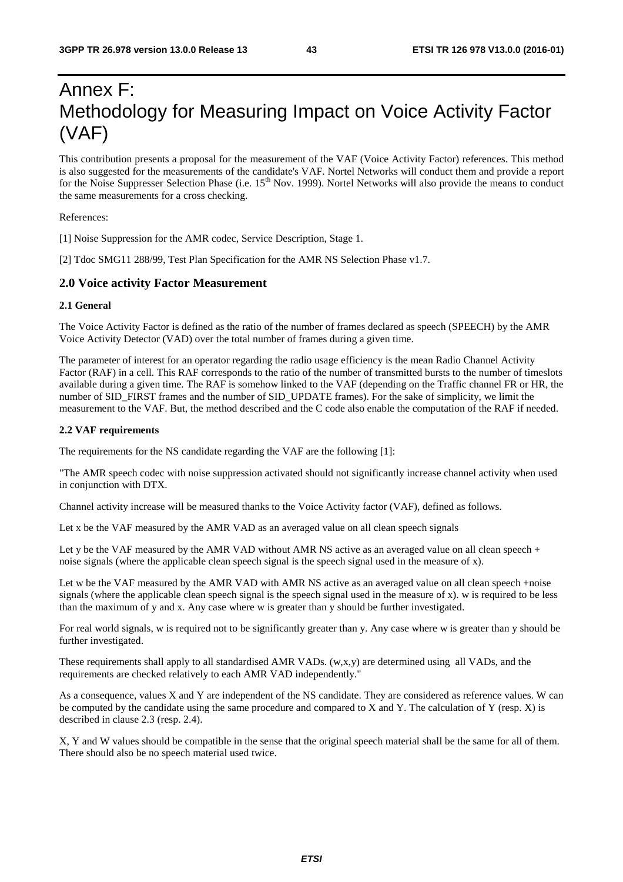# Annex F: Methodology for Measuring Impact on Voice Activity Factor (VAF)

This contribution presents a proposal for the measurement of the VAF (Voice Activity Factor) references. This method is also suggested for the measurements of the candidate's VAF. Nortel Networks will conduct them and provide a report for the Noise Suppresser Selection Phase (i.e. 15th Nov. 1999). Nortel Networks will also provide the means to conduct the same measurements for a cross checking.

References:

[1] Noise Suppression for the AMR codec, Service Description, Stage 1.

[2] Tdoc SMG11 288/99, Test Plan Specification for the AMR NS Selection Phase v1.7.

## 2.0 Voice activity Factor Measurement

### 2.1 General

The Voice Activity Factor is defined as the ratio of the number of frames declared as speech (SPEECH) by the AMR Voice Activity Detector (VAD) over the total number of frames during a given time.

The parameter of interest for an operator regarding the radio usage efficiency is the mean Radio Channel Activity Factor (RAF) in a cell. This RAF corresponds to the ratio of the number of transmitted bursts to the number of timeslots available during a given time. The RAF is somehow linked to the VAF (depending on the Traffic channel FR or HR, the number of SID_FIRST frames and the number of SID_UPDATE frames). For the sake of simplicity, we limit the measurement to the VAF. But, the method described and the C code also enable the computation of the RAF if needed.

### 2.2 VAF requirements

The requirements for the NS candidate regarding the VAF are the following [1]:

"The AMR speech codec with noise suppression activated should not significantly increase channel activity when used in conjunction with DTX.

Channel activity increase will be measured thanks to the Voice Activity factor (VAF), defined as follows.

Let x be the VAF measured by the AMR VAD as an averaged value on all clean speech signals

Let y be the VAF measured by the AMR VAD without AMR NS active as an averaged value on all clean speech + noise signals (where the applicable clean speech signal is the speech signal used in the measure of x).

Let w be the VAF measured by the AMR VAD with AMR NS active as an averaged value on all clean speech +noise signals (where the applicable clean speech signal is the speech signal used in the measure of x). w is required to be less than the maximum of y and x. Any case where w is greater than y should be further investigated.

For real world signals, w is required not to be significantly greater than y. Any case where w is greater than y should be further investigated.

These requirements shall apply to all standardised AMR VADs. (w,x,y) are determined using all VADs, and the requirements are checked relatively to each AMR VAD independently."

As a consequence, values X and Y are independent of the NS candidate. They are considered as reference values. W can be computed by the candidate using the same procedure and compared to X and Y. The calculation of Y (resp. X) is described in clause 2.3 (resp. 2.4).

X, Y and W values should be compatible in the sense that the original speech material shall be the same for all of them. There should also be no speech material used twice.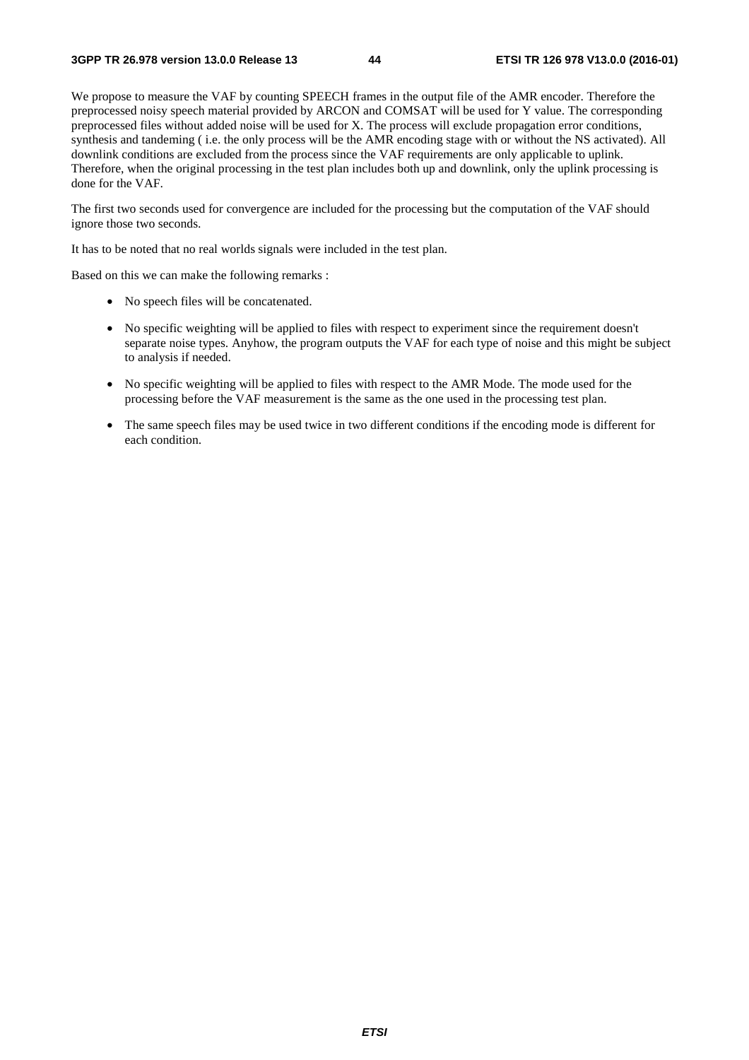We propose to measure the VAF by counting SPEECH frames in the output file of the AMR encoder. Therefore the preprocessed noisy speech material provided by ARCON and COMSAT will be used for Y value. The corresponding preprocessed files without added noise will be used for X. The process will exclude propagation error conditions, synthesis and tandeming ( i.e. the only process will be the AMR encoding stage with or without the NS activated). All downlink conditions are excluded from the process since the VAF requirements are only applicable to uplink. Therefore, when the original processing in the test plan includes both up and downlink, only the uplink processing is done for the VAF.

The first two seconds used for convergence are included for the processing but the computation of the VAF should ignore those two seconds.

It has to be noted that no real worlds signals were included in the test plan.

Based on this we can make the following remarks :

- No speech files will be concatenated.
- No specific weighting will be applied to files with respect to experiment since the requirement doesn't separate noise types. Anyhow, the program outputs the VAF for each type of noise and this might be subject to analysis if needed.
- No specific weighting will be applied to files with respect to the AMR Mode. The mode used for the processing before the VAF measurement is the same as the one used in the processing test plan.
- The same speech files may be used twice in two different conditions if the encoding mode is different for each condition.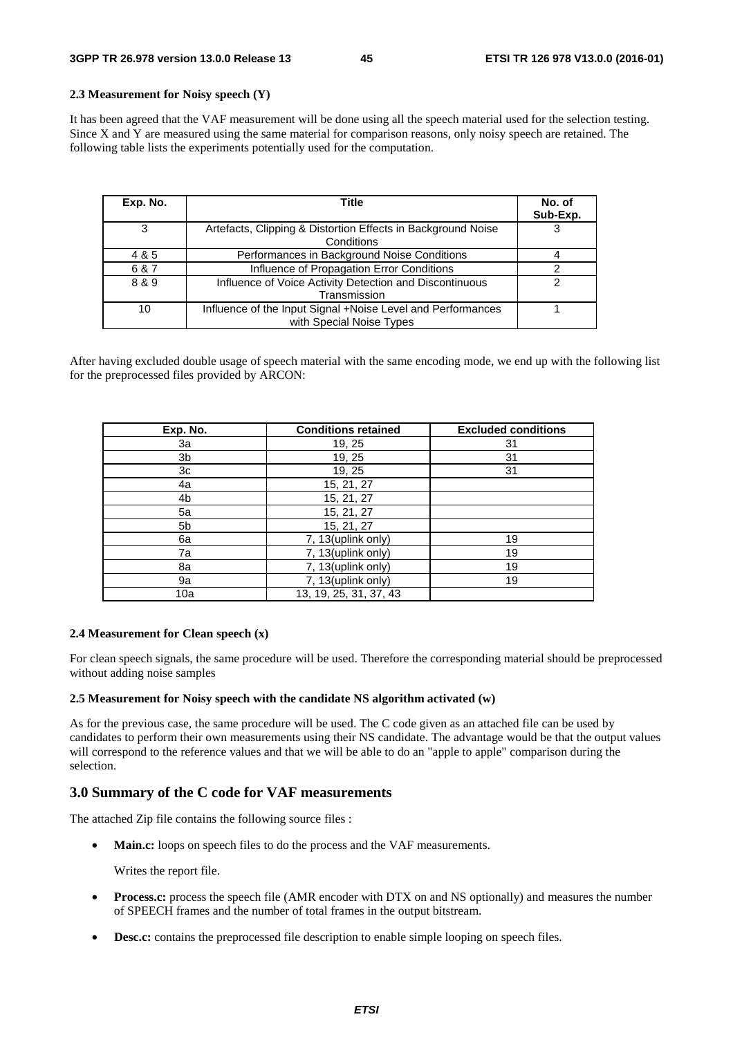**2.3 Measurement for Noisy speech (Y)**

It has been agreed that the VAF measurement will be done using all the speech material used for the selection testing. Since X and Y are measured using the same material for comparison reasons, only noisy speech are retained. The following table lists the experiments potentially used for the computation.

| Exp. No. | Title | No. of Sub-Exp. |
|---|---|---|
| 3 | Artefacts, Clipping & Distortion Effects in Background Noise Conditions | 3 |
| 4 & 5 | Performances in Background Noise Conditions | 4 |
| 6 & 7 | Influence of Propagation Error Conditions | 2 |
| 8 & 9 | Influence of Voice Activity Detection and Discontinuous Transmission | 2 |
| 10 | Influence of the Input Signal +Noise Level and Performances with Special Noise Types | 1 |

After having excluded double usage of speech material with the same encoding mode, we end up with the following list for the preprocessed files provided by ARCON:

| Exp. No. | Conditions retained | Excluded conditions |
|---|---|---|
| 3a | 19, 25 | 31 |
| 3b | 19, 25 | 31 |
| 3c | 19, 25 | 31 |
| 4a | 15, 21, 27 | |
| 4b | 15, 21, 27 | |
| 5a | 15, 21, 27 | |
| 5b | 15, 21, 27 | |
| 6a | 7, 13(uplink only) | 19 |
| 7a | 7, 13(uplink only) | 19 |
| 8a | 7, 13(uplink only) | 19 |
| 9a | 7, 13(uplink only) | 19 |
| 10a | 13, 19, 25, 31, 37, 43 | |

**2.4 Measurement for Clean speech (x)**

For clean speech signals, the same procedure will be used. Therefore the corresponding material should be preprocessed without adding noise samples

**2.5 Measurement for Noisy speech with the candidate NS algorithm activated (w)**

As for the previous case, the same procedure will be used. The C code given as an attached file can be used by candidates to perform their own measurements using their NS candidate. The advantage would be that the output values will correspond to the reference values and that we will be able to do an "apple to apple" comparison during the selection.

## 3.0 Summary of the C code for VAF measurements

The attached Zip file contains the following source files :

- **Main.c:** loops on speech files to do the process and the VAF measurements.

  Writes the report file.

- **Process.c:** process the speech file (AMR encoder with DTX on and NS optionally) and measures the number of SPEECH frames and the number of total frames in the output bitstream.

- **Desc.c:** contains the preprocessed file description to enable simple looping on speech files.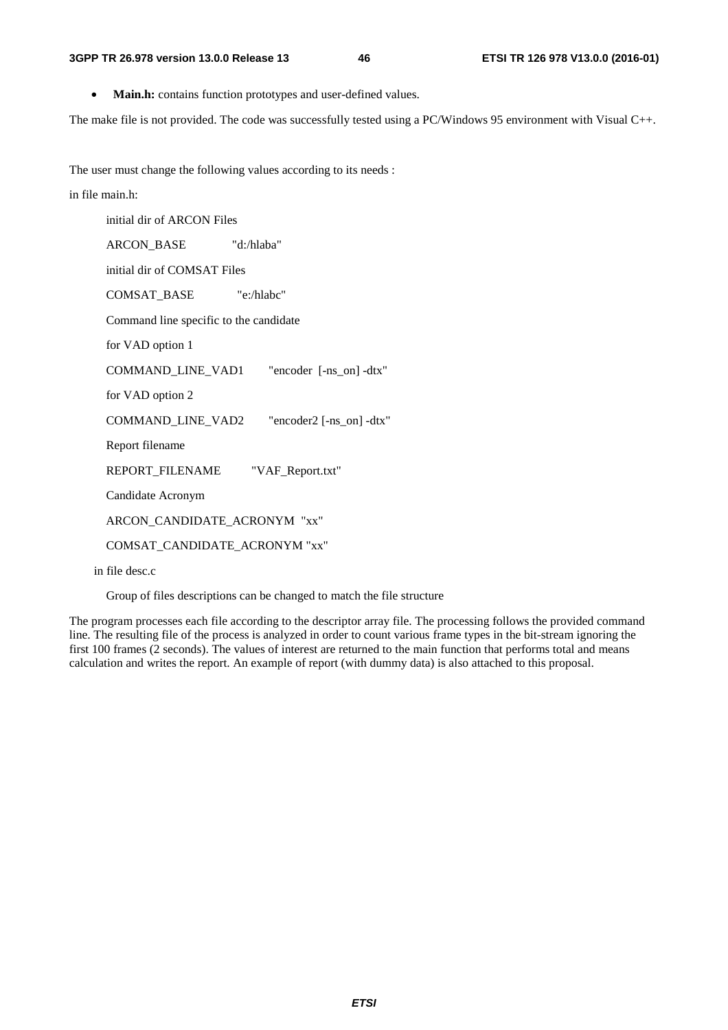- **Main.h:** contains function prototypes and user-defined values.

The make file is not provided. The code was successfully tested using a PC/Windows 95 environment with Visual C++.

The user must change the following values according to its needs :

in file main.h:

initial dir of ARCON Files

ARCON_BASE "d:/hlaba"

initial dir of COMSAT Files

COMSAT_BASE "e:/hlabc"

Command line specific to the candidate

for VAD option 1

COMMAND_LINE_VAD1 "encoder [-ns_on] -dtx"

for VAD option 2

COMMAND_LINE_VAD2 "encoder2 [-ns_on] -dtx"

Report filename

REPORT_FILENAME "VAF_Report.txt"

Candidate Acronym

ARCON_CANDIDATE_ACRONYM "xx"

COMSAT_CANDIDATE_ACRONYM "xx"

in file desc.c

Group of files descriptions can be changed to match the file structure

The program processes each file according to the descriptor array file. The processing follows the provided command line. The resulting file of the process is analyzed in order to count various frame types in the bit-stream ignoring the first 100 frames (2 seconds). The values of interest are returned to the main function that performs total and means calculation and writes the report. An example of report (with dummy data) is also attached to this proposal.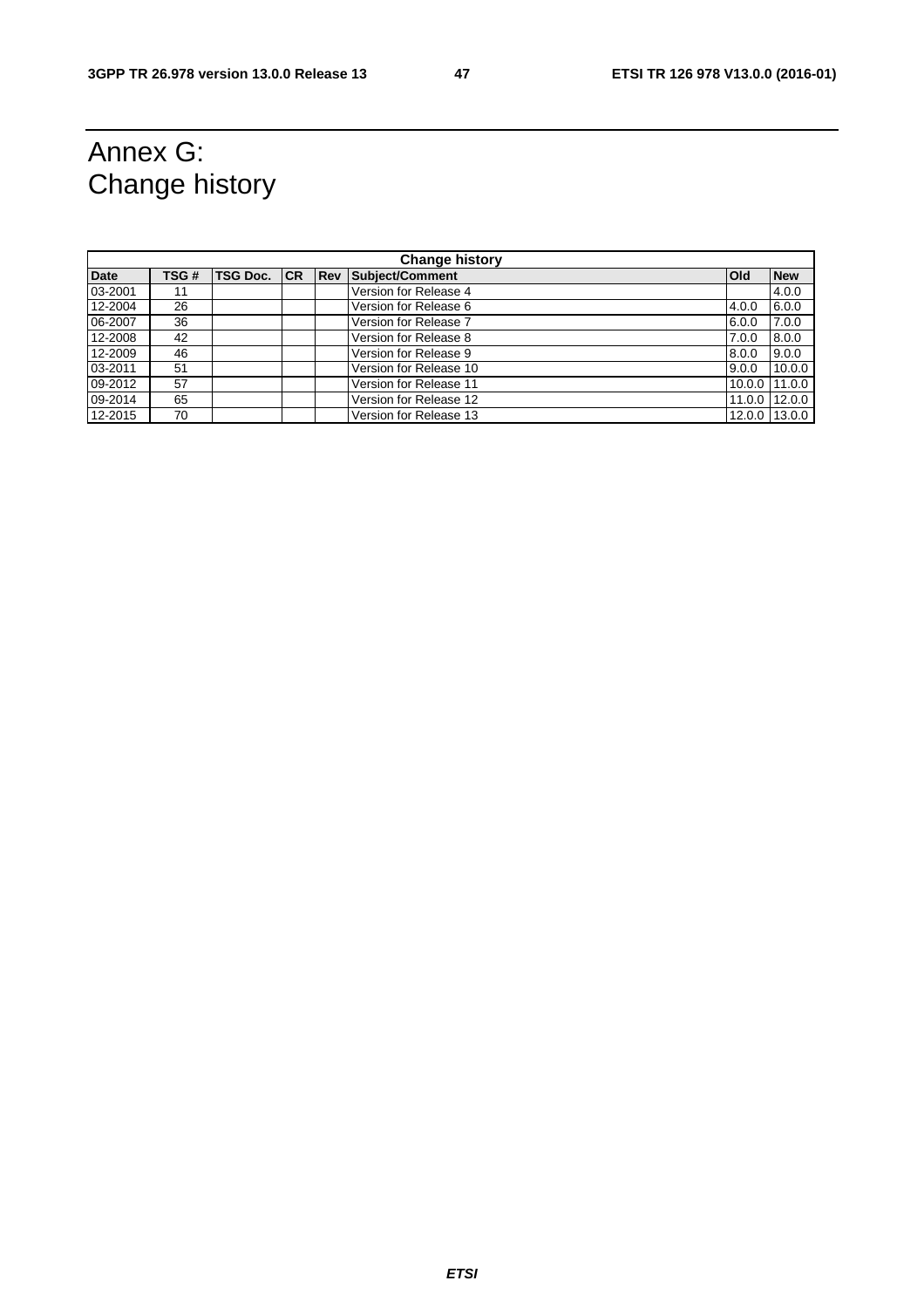# Annex G: Change history

| Change history | | | | | | | |
|---|---|---|---|---|---|---|---|
| **Date** | **TSG #** | **TSG Doc.** | **CR** | **Rev** | **Subject/Comment** | **Old** | **New** |
| 03-2001 | 11 | | | | Version for Release 4 | | 4.0.0 |
| 12-2004 | 26 | | | | Version for Release 6 | 4.0.0 | 6.0.0 |
| 06-2007 | 36 | | | | Version for Release 7 | 6.0.0 | 7.0.0 |
| 12-2008 | 42 | | | | Version for Release 8 | 7.0.0 | 8.0.0 |
| 12-2009 | 46 | | | | Version for Release 9 | 8.0.0 | 9.0.0 |
| 03-2011 | 51 | | | | Version for Release 10 | 9.0.0 | 10.0.0 |
| 09-2012 | 57 | | | | Version for Release 11 | 10.0.0 | 11.0.0 |
| 09-2014 | 65 | | | | Version for Release 12 | 11.0.0 | 12.0.0 |
| 12-2015 | 70 | | | | Version for Release 13 | 12.0.0 | 13.0.0 |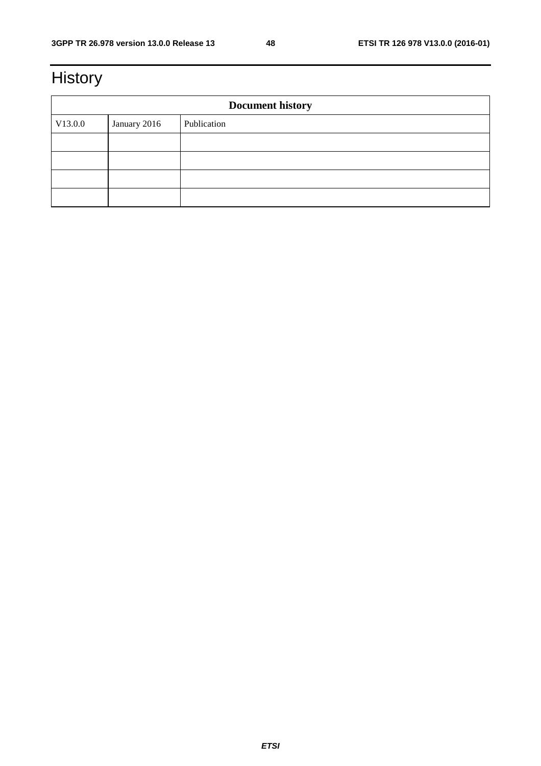# History

| Document history | | |
|---|---|---|
| V13.0.0 | January 2016 | Publication |
| | | |
| | | |
| | | |
| | | |